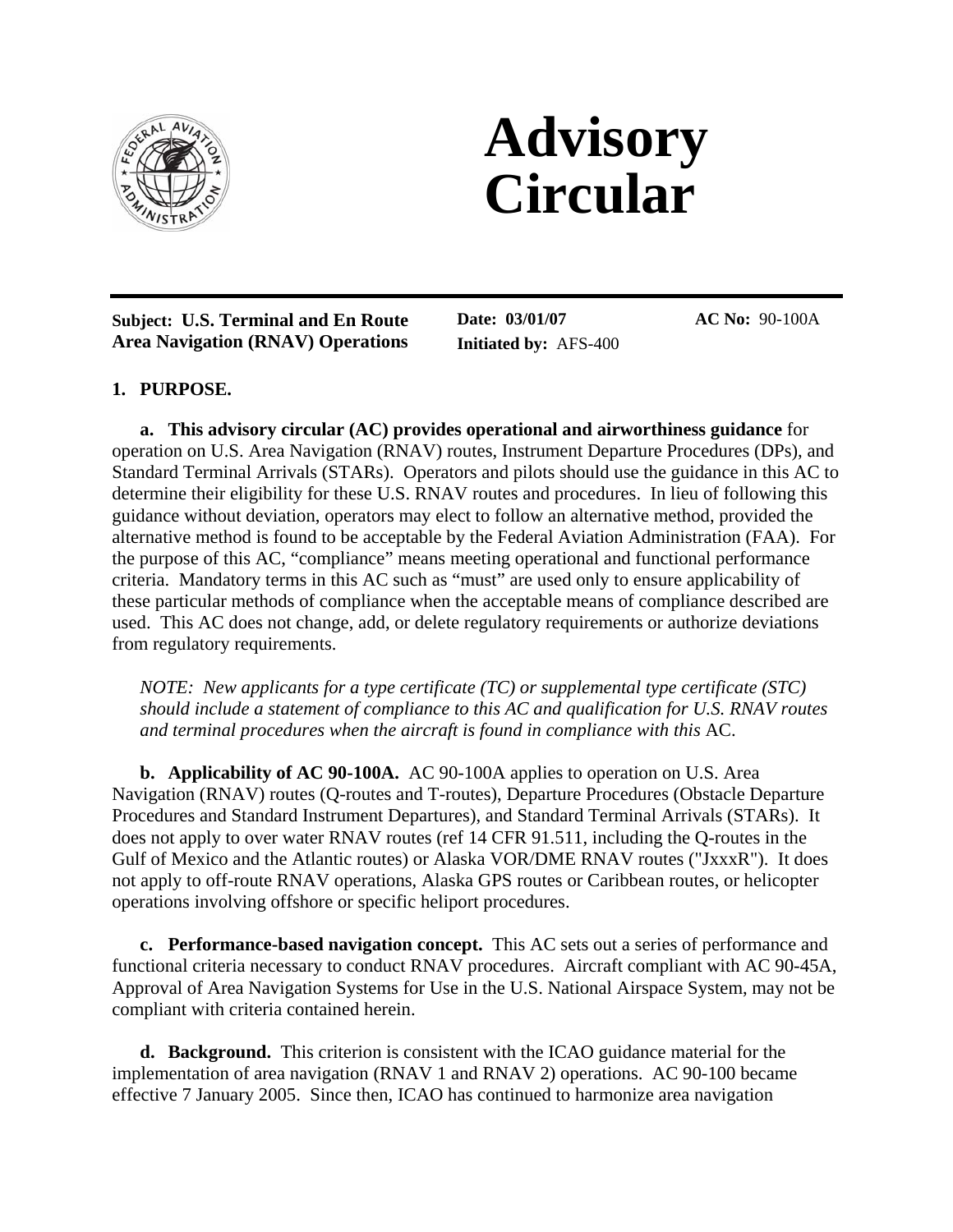# Advisory Circular

**Subject: U.S. Terminal and En Route Area Navigation (RNAV) Operations**

**Date: 03/01/07**
**Initiated by:** AFS-400

**AC No:** 90-100A

## 1. PURPOSE.

**a. This advisory circular (AC) provides operational and airworthiness guidance** for operation on U.S. Area Navigation (RNAV) routes, Instrument Departure Procedures (DPs), and Standard Terminal Arrivals (STARs). Operators and pilots should use the guidance in this AC to determine their eligibility for these U.S. RNAV routes and procedures. In lieu of following this guidance without deviation, operators may elect to follow an alternative method, provided the alternative method is found to be acceptable by the Federal Aviation Administration (FAA). For the purpose of this AC, "compliance" means meeting operational and functional performance criteria. Mandatory terms in this AC such as "must" are used only to ensure applicability of these particular methods of compliance when the acceptable means of compliance described are used. This AC does not change, add, or delete regulatory requirements or authorize deviations from regulatory requirements.

*NOTE: New applicants for a type certificate (TC) or supplemental type certificate (STC) should include a statement of compliance to this AC and qualification for U.S. RNAV routes and terminal procedures when the aircraft is found in compliance with this* AC.

**b. Applicability of AC 90-100A.** AC 90-100A applies to operation on U.S. Area Navigation (RNAV) routes (Q-routes and T-routes), Departure Procedures (Obstacle Departure Procedures and Standard Instrument Departures), and Standard Terminal Arrivals (STARs). It does not apply to over water RNAV routes (ref 14 CFR 91.511, including the Q-routes in the Gulf of Mexico and the Atlantic routes) or Alaska VOR/DME RNAV routes ("JxxxR"). It does not apply to off-route RNAV operations, Alaska GPS routes or Caribbean routes, or helicopter operations involving offshore or specific heliport procedures.

**c. Performance-based navigation concept.** This AC sets out a series of performance and functional criteria necessary to conduct RNAV procedures. Aircraft compliant with AC 90-45A, Approval of Area Navigation Systems for Use in the U.S. National Airspace System, may not be compliant with criteria contained herein.

**d. Background.** This criterion is consistent with the ICAO guidance material for the implementation of area navigation (RNAV 1 and RNAV 2) operations. AC 90-100 became effective 7 January 2005. Since then, ICAO has continued to harmonize area navigation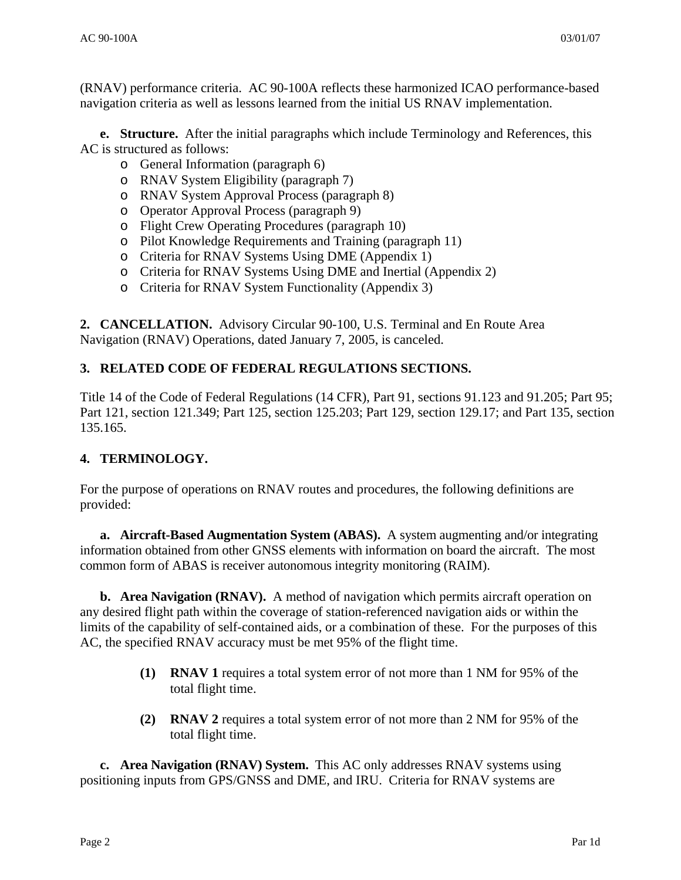(RNAV) performance criteria.  AC 90-100A reflects these harmonized ICAO performance-based navigation criteria as well as lessons learned from the initial US RNAV implementation.

**e. Structure.** After the initial paragraphs which include Terminology and References, this AC is structured as follows:

- General Information (paragraph 6)
- RNAV System Eligibility (paragraph 7)
- RNAV System Approval Process (paragraph 8)
- Operator Approval Process (paragraph 9)
- Flight Crew Operating Procedures (paragraph 10)
- Pilot Knowledge Requirements and Training (paragraph 11)
- Criteria for RNAV Systems Using DME (Appendix 1)
- Criteria for RNAV Systems Using DME and Inertial (Appendix 2)
- Criteria for RNAV System Functionality (Appendix 3)

**2. CANCELLATION.** Advisory Circular 90-100, U.S. Terminal and En Route Area Navigation (RNAV) Operations, dated January 7, 2005, is canceled.

## 3. RELATED CODE OF FEDERAL REGULATIONS SECTIONS.

Title 14 of the Code of Federal Regulations (14 CFR), Part 91, sections 91.123 and 91.205; Part 95; Part 121, section 121.349; Part 125, section 125.203; Part 129, section 129.17; and Part 135, section 135.165.

## 4. TERMINOLOGY.

For the purpose of operations on RNAV routes and procedures, the following definitions are provided:

**a. Aircraft-Based Augmentation System (ABAS).** A system augmenting and/or integrating information obtained from other GNSS elements with information on board the aircraft. The most common form of ABAS is receiver autonomous integrity monitoring (RAIM).

**b. Area Navigation (RNAV).** A method of navigation which permits aircraft operation on any desired flight path within the coverage of station-referenced navigation aids or within the limits of the capability of self-contained aids, or a combination of these. For the purposes of this AC, the specified RNAV accuracy must be met 95% of the flight time.

**(1) RNAV 1** requires a total system error of not more than 1 NM for 95% of the total flight time.

**(2) RNAV 2** requires a total system error of not more than 2 NM for 95% of the total flight time.

**c. Area Navigation (RNAV) System.** This AC only addresses RNAV systems using positioning inputs from GPS/GNSS and DME, and IRU. Criteria for RNAV systems are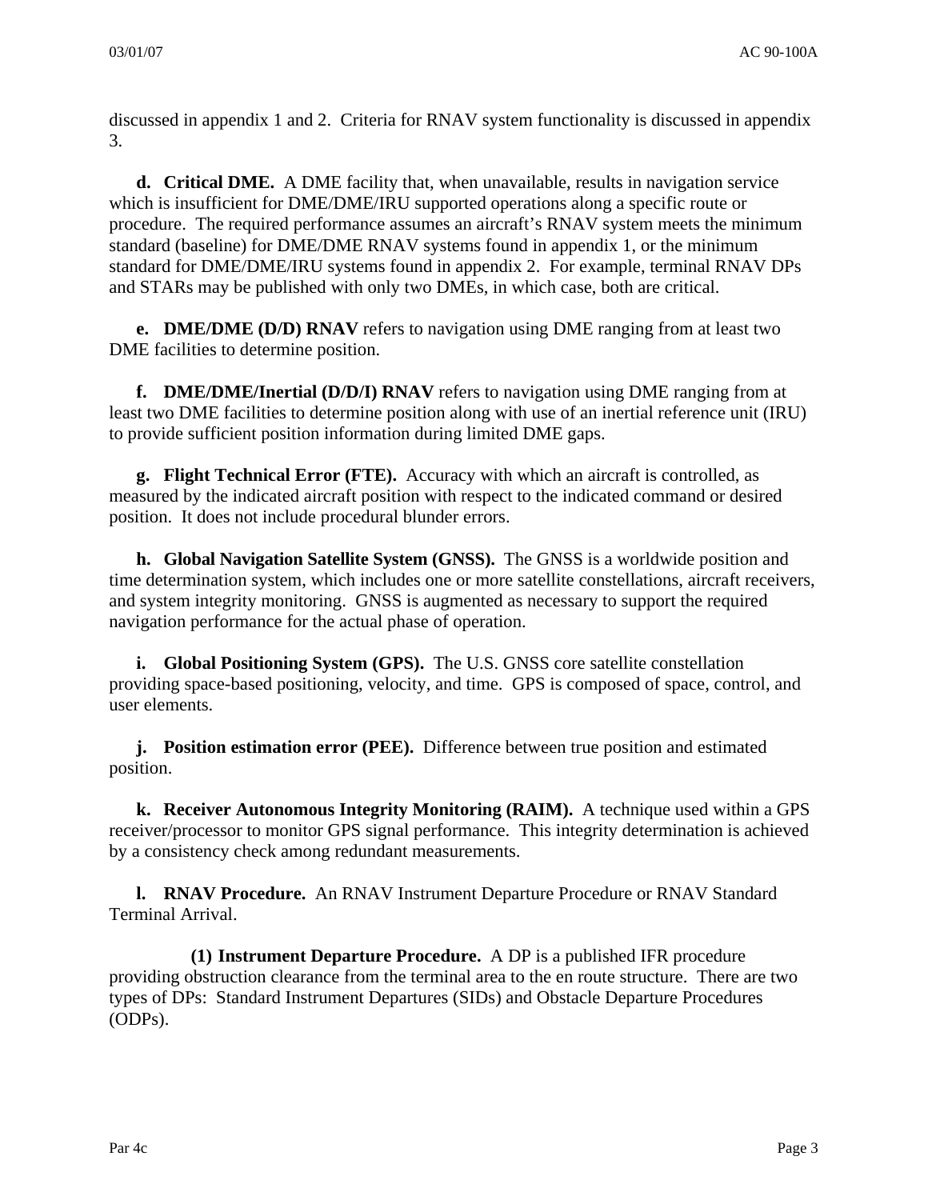discussed in appendix 1 and 2. Criteria for RNAV system functionality is discussed in appendix 3.

**d. Critical DME.** A DME facility that, when unavailable, results in navigation service which is insufficient for DME/DME/IRU supported operations along a specific route or procedure. The required performance assumes an aircraft's RNAV system meets the minimum standard (baseline) for DME/DME RNAV systems found in appendix 1, or the minimum standard for DME/DME/IRU systems found in appendix 2. For example, terminal RNAV DPs and STARs may be published with only two DMEs, in which case, both are critical.

**e. DME/DME (D/D) RNAV** refers to navigation using DME ranging from at least two DME facilities to determine position.

**f. DME/DME/Inertial (D/D/I) RNAV** refers to navigation using DME ranging from at least two DME facilities to determine position along with use of an inertial reference unit (IRU) to provide sufficient position information during limited DME gaps.

**g. Flight Technical Error (FTE).** Accuracy with which an aircraft is controlled, as measured by the indicated aircraft position with respect to the indicated command or desired position. It does not include procedural blunder errors.

**h. Global Navigation Satellite System (GNSS).** The GNSS is a worldwide position and time determination system, which includes one or more satellite constellations, aircraft receivers, and system integrity monitoring. GNSS is augmented as necessary to support the required navigation performance for the actual phase of operation.

**i. Global Positioning System (GPS).** The U.S. GNSS core satellite constellation providing space-based positioning, velocity, and time. GPS is composed of space, control, and user elements.

**j. Position estimation error (PEE).** Difference between true position and estimated position.

**k. Receiver Autonomous Integrity Monitoring (RAIM).** A technique used within a GPS receiver/processor to monitor GPS signal performance. This integrity determination is achieved by a consistency check among redundant measurements.

**l. RNAV Procedure.** An RNAV Instrument Departure Procedure or RNAV Standard Terminal Arrival.

**(1) Instrument Departure Procedure.** A DP is a published IFR procedure providing obstruction clearance from the terminal area to the en route structure. There are two types of DPs: Standard Instrument Departures (SIDs) and Obstacle Departure Procedures (ODPs).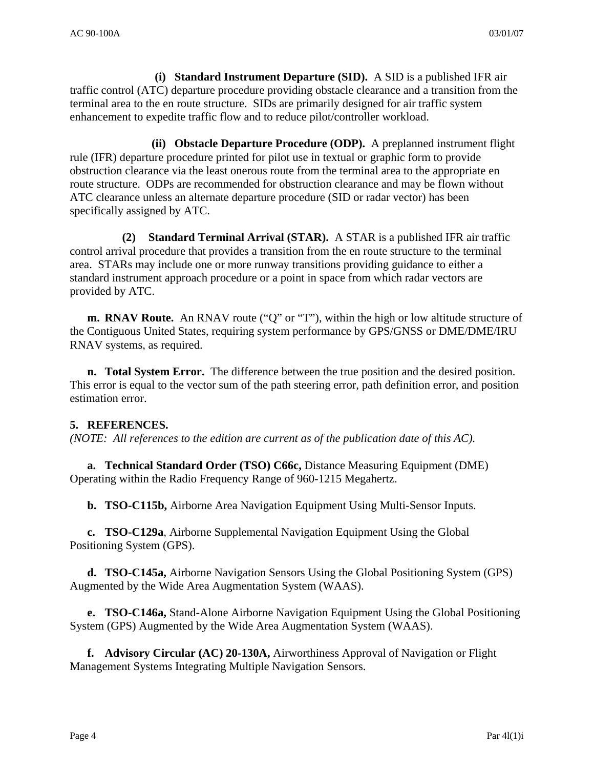**(i) Standard Instrument Departure (SID).** A SID is a published IFR air traffic control (ATC) departure procedure providing obstacle clearance and a transition from the terminal area to the en route structure. SIDs are primarily designed for air traffic system enhancement to expedite traffic flow and to reduce pilot/controller workload.

**(ii) Obstacle Departure Procedure (ODP).** A preplanned instrument flight rule (IFR) departure procedure printed for pilot use in textual or graphic form to provide obstruction clearance via the least onerous route from the terminal area to the appropriate en route structure. ODPs are recommended for obstruction clearance and may be flown without ATC clearance unless an alternate departure procedure (SID or radar vector) has been specifically assigned by ATC.

**(2) Standard Terminal Arrival (STAR).** A STAR is a published IFR air traffic control arrival procedure that provides a transition from the en route structure to the terminal area. STARs may include one or more runway transitions providing guidance to either a standard instrument approach procedure or a point in space from which radar vectors are provided by ATC.

**m. RNAV Route.** An RNAV route ("Q" or "T"), within the high or low altitude structure of the Contiguous United States, requiring system performance by GPS/GNSS or DME/DME/IRU RNAV systems, as required.

**n. Total System Error.** The difference between the true position and the desired position. This error is equal to the vector sum of the path steering error, path definition error, and position estimation error.

## 5. REFERENCES.

*(NOTE: All references to the edition are current as of the publication date of this AC).*

**a. Technical Standard Order (TSO) C66c,** Distance Measuring Equipment (DME) Operating within the Radio Frequency Range of 960-1215 Megahertz.

**b. TSO-C115b,** Airborne Area Navigation Equipment Using Multi-Sensor Inputs.

**c. TSO-C129a**, Airborne Supplemental Navigation Equipment Using the Global Positioning System (GPS).

**d. TSO-C145a,** Airborne Navigation Sensors Using the Global Positioning System (GPS) Augmented by the Wide Area Augmentation System (WAAS).

**e. TSO-C146a,** Stand-Alone Airborne Navigation Equipment Using the Global Positioning System (GPS) Augmented by the Wide Area Augmentation System (WAAS).

**f. Advisory Circular (AC) 20-130A,** Airworthiness Approval of Navigation or Flight Management Systems Integrating Multiple Navigation Sensors.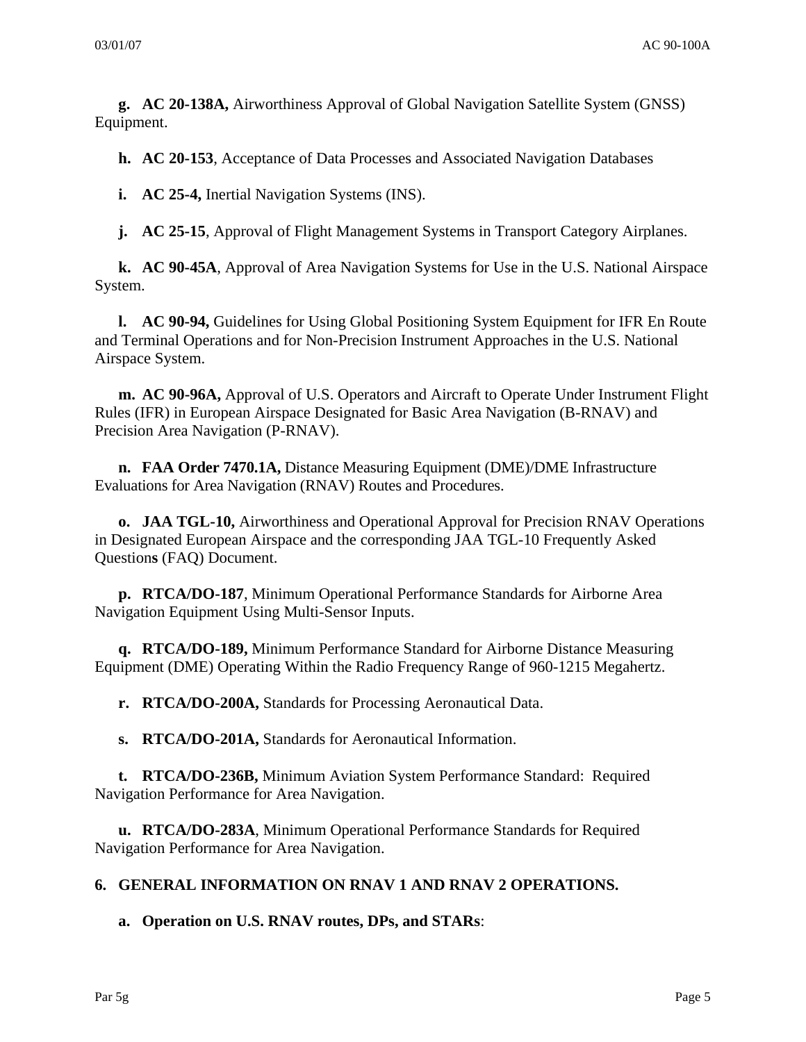**g. AC 20-138A,** Airworthiness Approval of Global Navigation Satellite System (GNSS) Equipment.

**h. AC 20-153**, Acceptance of Data Processes and Associated Navigation Databases

**i. AC 25-4,** Inertial Navigation Systems (INS).

**j. AC 25-15**, Approval of Flight Management Systems in Transport Category Airplanes.

**k. AC 90-45A**, Approval of Area Navigation Systems for Use in the U.S. National Airspace System.

**l. AC 90-94,** Guidelines for Using Global Positioning System Equipment for IFR En Route and Terminal Operations and for Non-Precision Instrument Approaches in the U.S. National Airspace System.

**m. AC 90-96A,** Approval of U.S. Operators and Aircraft to Operate Under Instrument Flight Rules (IFR) in European Airspace Designated for Basic Area Navigation (B-RNAV) and Precision Area Navigation (P-RNAV).

**n. FAA Order 7470.1A,** Distance Measuring Equipment (DME)/DME Infrastructure Evaluations for Area Navigation (RNAV) Routes and Procedures.

**o. JAA TGL-10,** Airworthiness and Operational Approval for Precision RNAV Operations in Designated European Airspace and the corresponding JAA TGL-10 Frequently Asked Questions (FAQ) Document.

**p. RTCA/DO-187**, Minimum Operational Performance Standards for Airborne Area Navigation Equipment Using Multi-Sensor Inputs.

**q. RTCA/DO-189,** Minimum Performance Standard for Airborne Distance Measuring Equipment (DME) Operating Within the Radio Frequency Range of 960-1215 Megahertz.

**r. RTCA/DO-200A,** Standards for Processing Aeronautical Data.

**s. RTCA/DO-201A,** Standards for Aeronautical Information.

**t. RTCA/DO-236B,** Minimum Aviation System Performance Standard: Required Navigation Performance for Area Navigation.

**u. RTCA/DO-283A**, Minimum Operational Performance Standards for Required Navigation Performance for Area Navigation.

## 6. GENERAL INFORMATION ON RNAV 1 AND RNAV 2 OPERATIONS.

**a. Operation on U.S. RNAV routes, DPs, and STARs**: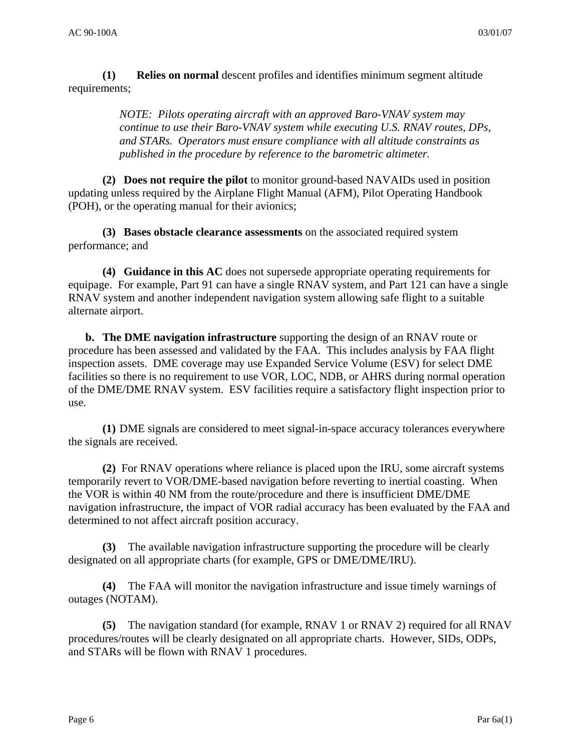**(1) Relies on normal** descent profiles and identifies minimum segment altitude requirements;

> *NOTE: Pilots operating aircraft with an approved Baro-VNAV system may continue to use their Baro-VNAV system while executing U.S. RNAV routes, DPs, and STARs. Operators must ensure compliance with all altitude constraints as published in the procedure by reference to the barometric altimeter.*

**(2) Does not require the pilot** to monitor ground-based NAVAIDs used in position updating unless required by the Airplane Flight Manual (AFM), Pilot Operating Handbook (POH), or the operating manual for their avionics;

**(3) Bases obstacle clearance assessments** on the associated required system performance; and

**(4) Guidance in this AC** does not supersede appropriate operating requirements for equipage. For example, Part 91 can have a single RNAV system, and Part 121 can have a single RNAV system and another independent navigation system allowing safe flight to a suitable alternate airport.

**b. The DME navigation infrastructure** supporting the design of an RNAV route or procedure has been assessed and validated by the FAA. This includes analysis by FAA flight inspection assets. DME coverage may use Expanded Service Volume (ESV) for select DME facilities so there is no requirement to use VOR, LOC, NDB, or AHRS during normal operation of the DME/DME RNAV system. ESV facilities require a satisfactory flight inspection prior to use.

**(1)** DME signals are considered to meet signal-in-space accuracy tolerances everywhere the signals are received.

**(2)** For RNAV operations where reliance is placed upon the IRU, some aircraft systems temporarily revert to VOR/DME-based navigation before reverting to inertial coasting. When the VOR is within 40 NM from the route/procedure and there is insufficient DME/DME navigation infrastructure, the impact of VOR radial accuracy has been evaluated by the FAA and determined to not affect aircraft position accuracy.

**(3)** The available navigation infrastructure supporting the procedure will be clearly designated on all appropriate charts (for example, GPS or DME/DME/IRU).

**(4)** The FAA will monitor the navigation infrastructure and issue timely warnings of outages (NOTAM).

**(5)** The navigation standard (for example, RNAV 1 or RNAV 2) required for all RNAV procedures/routes will be clearly designated on all appropriate charts. However, SIDs, ODPs, and STARs will be flown with RNAV 1 procedures.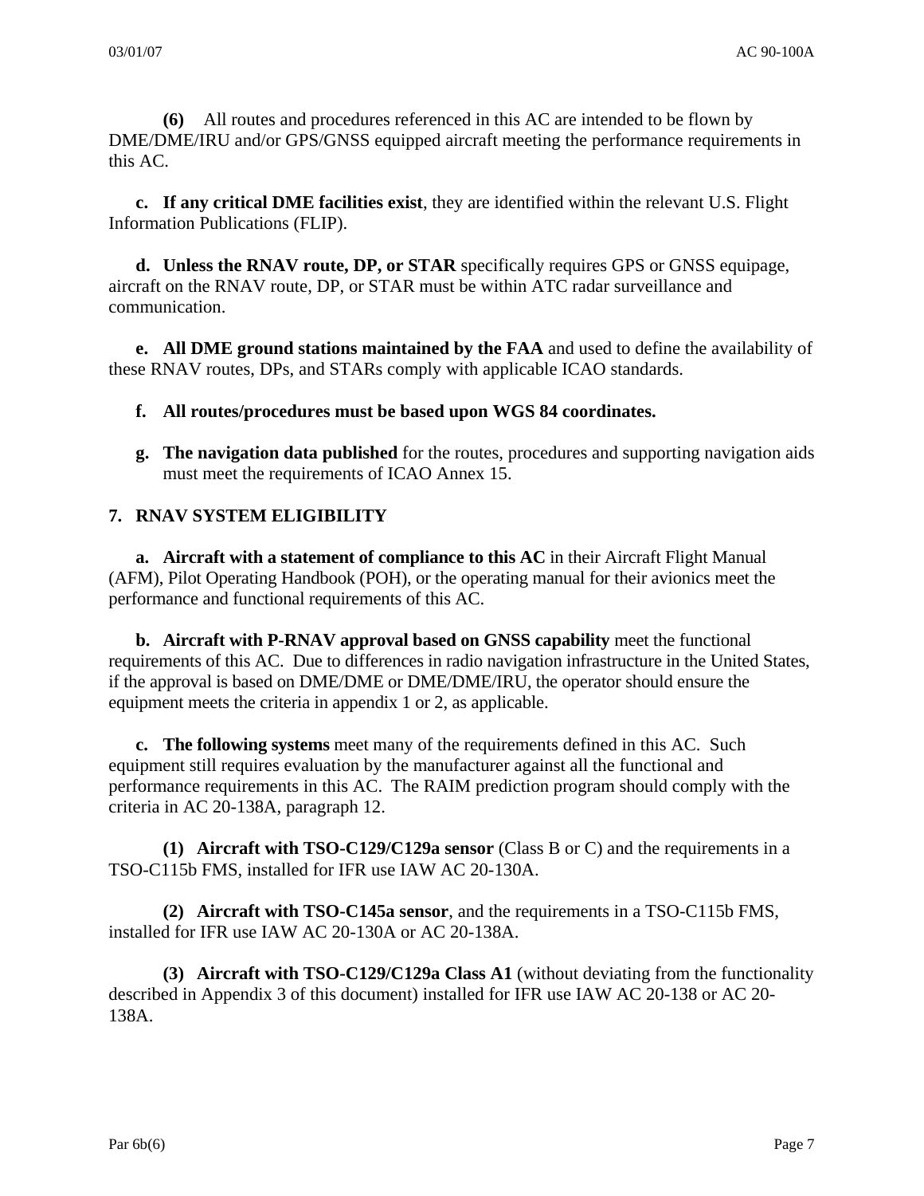**(6)** All routes and procedures referenced in this AC are intended to be flown by DME/DME/IRU and/or GPS/GNSS equipped aircraft meeting the performance requirements in this AC.

**c. If any critical DME facilities exist**, they are identified within the relevant U.S. Flight Information Publications (FLIP).

**d. Unless the RNAV route, DP, or STAR** specifically requires GPS or GNSS equipage, aircraft on the RNAV route, DP, or STAR must be within ATC radar surveillance and communication.

**e. All DME ground stations maintained by the FAA** and used to define the availability of these RNAV routes, DPs, and STARs comply with applicable ICAO standards.

**f. All routes/procedures must be based upon WGS 84 coordinates.**

**g. The navigation data published** for the routes, procedures and supporting navigation aids must meet the requirements of ICAO Annex 15.

## 7. RNAV SYSTEM ELIGIBILITY

**a. Aircraft with a statement of compliance to this AC** in their Aircraft Flight Manual (AFM), Pilot Operating Handbook (POH), or the operating manual for their avionics meet the performance and functional requirements of this AC.

**b. Aircraft with P-RNAV approval based on GNSS capability** meet the functional requirements of this AC. Due to differences in radio navigation infrastructure in the United States, if the approval is based on DME/DME or DME/DME/IRU, the operator should ensure the equipment meets the criteria in appendix 1 or 2, as applicable.

**c. The following systems** meet many of the requirements defined in this AC. Such equipment still requires evaluation by the manufacturer against all the functional and performance requirements in this AC. The RAIM prediction program should comply with the criteria in AC 20-138A, paragraph 12.

**(1) Aircraft with TSO-C129/C129a sensor** (Class B or C) and the requirements in a TSO-C115b FMS, installed for IFR use IAW AC 20-130A.

**(2) Aircraft with TSO-C145a sensor**, and the requirements in a TSO-C115b FMS, installed for IFR use IAW AC 20-130A or AC 20-138A.

**(3) Aircraft with TSO-C129/C129a Class A1** (without deviating from the functionality described in Appendix 3 of this document) installed for IFR use IAW AC 20-138 or AC 20-138A.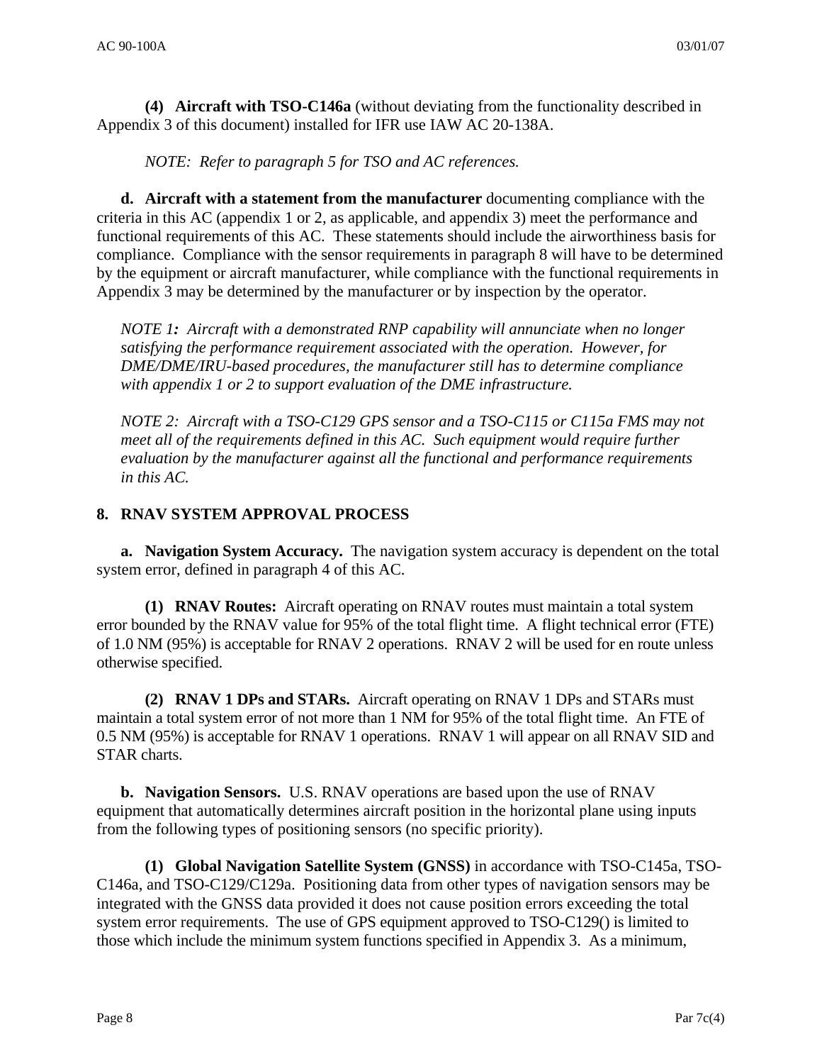**(4) Aircraft with TSO-C146a** (without deviating from the functionality described in Appendix 3 of this document) installed for IFR use IAW AC 20-138A.

*NOTE: Refer to paragraph 5 for TSO and AC references.*

**d. Aircraft with a statement from the manufacturer** documenting compliance with the criteria in this AC (appendix 1 or 2, as applicable, and appendix 3) meet the performance and functional requirements of this AC. These statements should include the airworthiness basis for compliance. Compliance with the sensor requirements in paragraph 8 will have to be determined by the equipment or aircraft manufacturer, while compliance with the functional requirements in Appendix 3 may be determined by the manufacturer or by inspection by the operator.

*NOTE 1: Aircraft with a demonstrated RNP capability will annunciate when no longer satisfying the performance requirement associated with the operation. However, for DME/DME/IRU-based procedures, the manufacturer still has to determine compliance with appendix 1 or 2 to support evaluation of the DME infrastructure.*

*NOTE 2: Aircraft with a TSO-C129 GPS sensor and a TSO-C115 or C115a FMS may not meet all of the requirements defined in this AC. Such equipment would require further evaluation by the manufacturer against all the functional and performance requirements in this AC.*

## 8. RNAV SYSTEM APPROVAL PROCESS

**a. Navigation System Accuracy.** The navigation system accuracy is dependent on the total system error, defined in paragraph 4 of this AC.

**(1) RNAV Routes:** Aircraft operating on RNAV routes must maintain a total system error bounded by the RNAV value for 95% of the total flight time. A flight technical error (FTE) of 1.0 NM (95%) is acceptable for RNAV 2 operations. RNAV 2 will be used for en route unless otherwise specified.

**(2) RNAV 1 DPs and STARs.** Aircraft operating on RNAV 1 DPs and STARs must maintain a total system error of not more than 1 NM for 95% of the total flight time. An FTE of 0.5 NM (95%) is acceptable for RNAV 1 operations. RNAV 1 will appear on all RNAV SID and STAR charts.

**b. Navigation Sensors.** U.S. RNAV operations are based upon the use of RNAV equipment that automatically determines aircraft position in the horizontal plane using inputs from the following types of positioning sensors (no specific priority).

**(1) Global Navigation Satellite System (GNSS)** in accordance with TSO-C145a, TSO-C146a, and TSO-C129/C129a. Positioning data from other types of navigation sensors may be integrated with the GNSS data provided it does not cause position errors exceeding the total system error requirements. The use of GPS equipment approved to TSO-C129() is limited to those which include the minimum system functions specified in Appendix 3. As a minimum,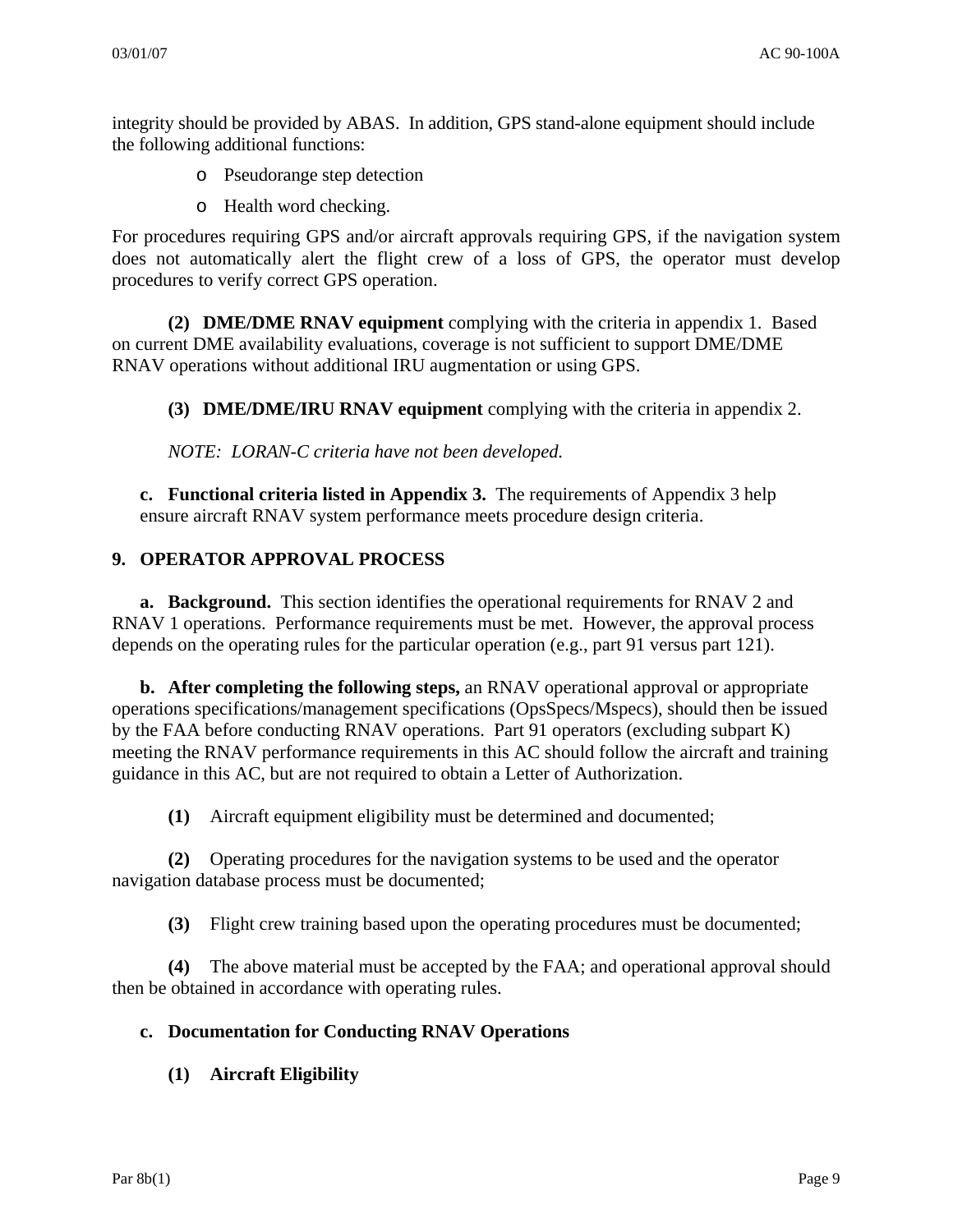integrity should be provided by ABAS. In addition, GPS stand-alone equipment should include the following additional functions:

- Pseudorange step detection
- Health word checking.

For procedures requiring GPS and/or aircraft approvals requiring GPS, if the navigation system does not automatically alert the flight crew of a loss of GPS, the operator must develop procedures to verify correct GPS operation.

**(2) DME/DME RNAV equipment** complying with the criteria in appendix 1. Based on current DME availability evaluations, coverage is not sufficient to support DME/DME RNAV operations without additional IRU augmentation or using GPS.

**(3) DME/DME/IRU RNAV equipment** complying with the criteria in appendix 2.

*NOTE: LORAN-C criteria have not been developed.*

**c. Functional criteria listed in Appendix 3.** The requirements of Appendix 3 help ensure aircraft RNAV system performance meets procedure design criteria.

## 9. OPERATOR APPROVAL PROCESS

**a. Background.** This section identifies the operational requirements for RNAV 2 and RNAV 1 operations. Performance requirements must be met. However, the approval process depends on the operating rules for the particular operation (e.g., part 91 versus part 121).

**b. After completing the following steps,** an RNAV operational approval or appropriate operations specifications/management specifications (OpsSpecs/Mspecs), should then be issued by the FAA before conducting RNAV operations. Part 91 operators (excluding subpart K) meeting the RNAV performance requirements in this AC should follow the aircraft and training guidance in this AC, but are not required to obtain a Letter of Authorization.

**(1)** Aircraft equipment eligibility must be determined and documented;

**(2)** Operating procedures for the navigation systems to be used and the operator navigation database process must be documented;

**(3)** Flight crew training based upon the operating procedures must be documented;

**(4)** The above material must be accepted by the FAA; and operational approval should then be obtained in accordance with operating rules.

**c. Documentation for Conducting RNAV Operations**

**(1) Aircraft Eligibility**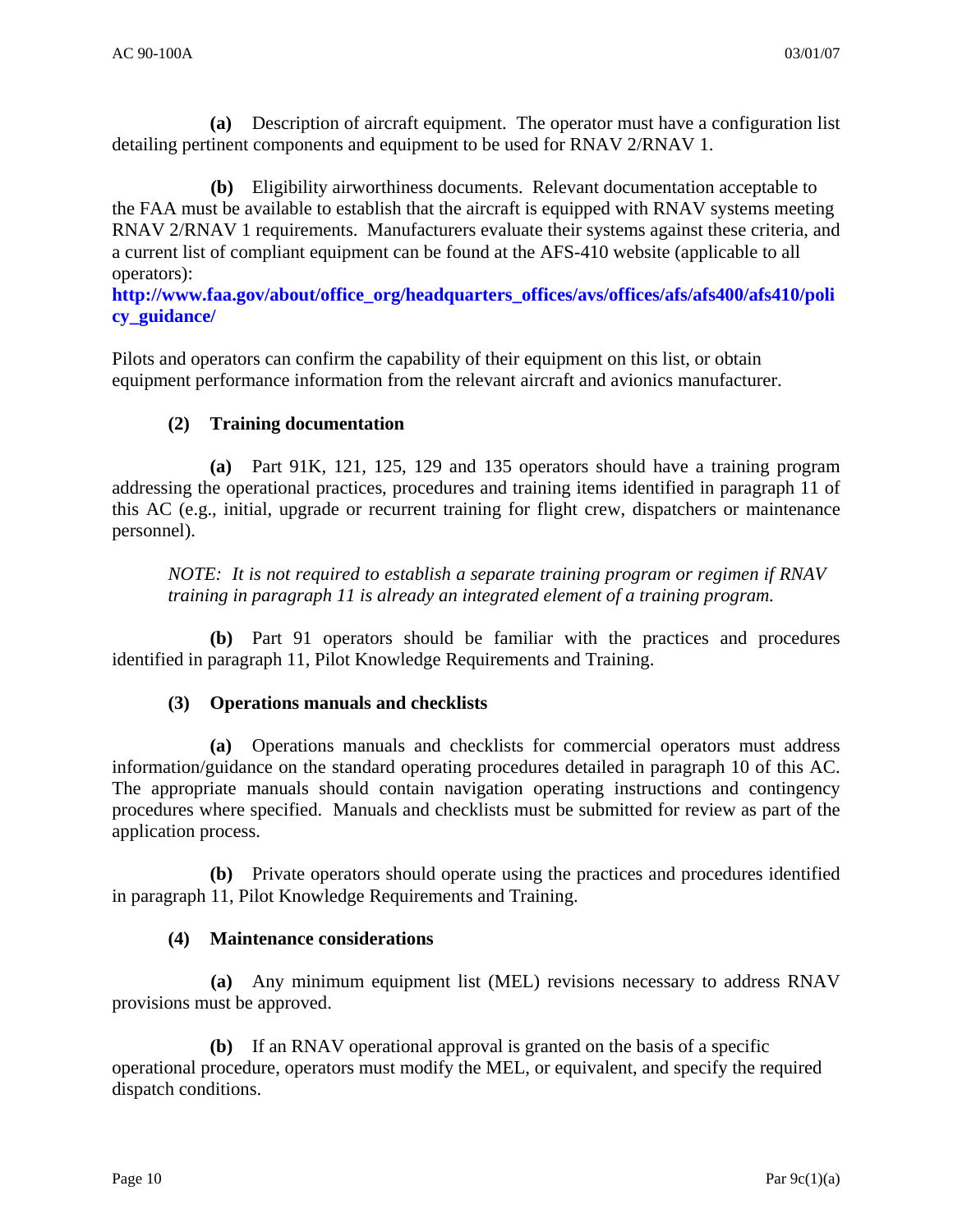**(a)** Description of aircraft equipment. The operator must have a configuration list detailing pertinent components and equipment to be used for RNAV 2/RNAV 1.

**(b)** Eligibility airworthiness documents. Relevant documentation acceptable to the FAA must be available to establish that the aircraft is equipped with RNAV systems meeting RNAV 2/RNAV 1 requirements. Manufacturers evaluate their systems against these criteria, and a current list of compliant equipment can be found at the AFS-410 website (applicable to all operators):
**http://www.faa.gov/about/office_org/headquarters_offices/avs/offices/afs/afs400/afs410/policy_guidance/**

Pilots and operators can confirm the capability of their equipment on this list, or obtain equipment performance information from the relevant aircraft and avionics manufacturer.

**(2) Training documentation**

**(a)** Part 91K, 121, 125, 129 and 135 operators should have a training program addressing the operational practices, procedures and training items identified in paragraph 11 of this AC (e.g., initial, upgrade or recurrent training for flight crew, dispatchers or maintenance personnel).

*NOTE: It is not required to establish a separate training program or regimen if RNAV training in paragraph 11 is already an integrated element of a training program.*

**(b)** Part 91 operators should be familiar with the practices and procedures identified in paragraph 11, Pilot Knowledge Requirements and Training.

**(3) Operations manuals and checklists**

**(a)** Operations manuals and checklists for commercial operators must address information/guidance on the standard operating procedures detailed in paragraph 10 of this AC. The appropriate manuals should contain navigation operating instructions and contingency procedures where specified. Manuals and checklists must be submitted for review as part of the application process.

**(b)** Private operators should operate using the practices and procedures identified in paragraph 11, Pilot Knowledge Requirements and Training.

**(4) Maintenance considerations**

**(a)** Any minimum equipment list (MEL) revisions necessary to address RNAV provisions must be approved.

**(b)** If an RNAV operational approval is granted on the basis of a specific operational procedure, operators must modify the MEL, or equivalent, and specify the required dispatch conditions.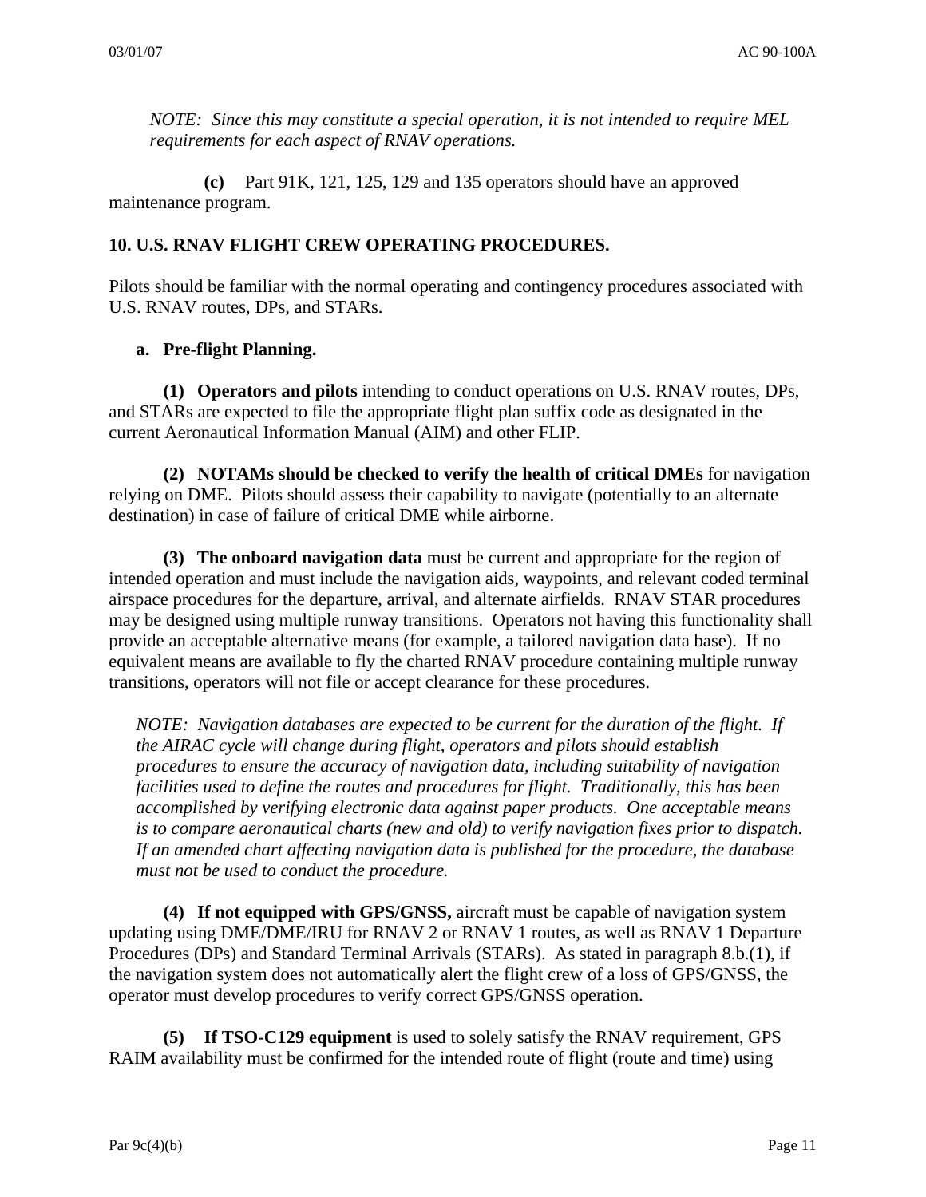*NOTE: Since this may constitute a special operation, it is not intended to require MEL requirements for each aspect of RNAV operations.*

**(c)** Part 91K, 121, 125, 129 and 135 operators should have an approved maintenance program.

## 10. U.S. RNAV FLIGHT CREW OPERATING PROCEDURES.

Pilots should be familiar with the normal operating and contingency procedures associated with U.S. RNAV routes, DPs, and STARs.

### a. Pre-flight Planning.

**(1) Operators and pilots** intending to conduct operations on U.S. RNAV routes, DPs, and STARs are expected to file the appropriate flight plan suffix code as designated in the current Aeronautical Information Manual (AIM) and other FLIP.

**(2) NOTAMs should be checked to verify the health of critical DMEs** for navigation relying on DME. Pilots should assess their capability to navigate (potentially to an alternate destination) in case of failure of critical DME while airborne.

**(3) The onboard navigation data** must be current and appropriate for the region of intended operation and must include the navigation aids, waypoints, and relevant coded terminal airspace procedures for the departure, arrival, and alternate airfields. RNAV STAR procedures may be designed using multiple runway transitions. Operators not having this functionality shall provide an acceptable alternative means (for example, a tailored navigation data base). If no equivalent means are available to fly the charted RNAV procedure containing multiple runway transitions, operators will not file or accept clearance for these procedures.

*NOTE: Navigation databases are expected to be current for the duration of the flight. If the AIRAC cycle will change during flight, operators and pilots should establish procedures to ensure the accuracy of navigation data, including suitability of navigation facilities used to define the routes and procedures for flight. Traditionally, this has been accomplished by verifying electronic data against paper products. One acceptable means is to compare aeronautical charts (new and old) to verify navigation fixes prior to dispatch. If an amended chart affecting navigation data is published for the procedure, the database must not be used to conduct the procedure.*

**(4) If not equipped with GPS/GNSS,** aircraft must be capable of navigation system updating using DME/DME/IRU for RNAV 2 or RNAV 1 routes, as well as RNAV 1 Departure Procedures (DPs) and Standard Terminal Arrivals (STARs). As stated in paragraph 8.b.(1), if the navigation system does not automatically alert the flight crew of a loss of GPS/GNSS, the operator must develop procedures to verify correct GPS/GNSS operation.

**(5) If TSO-C129 equipment** is used to solely satisfy the RNAV requirement, GPS RAIM availability must be confirmed for the intended route of flight (route and time) using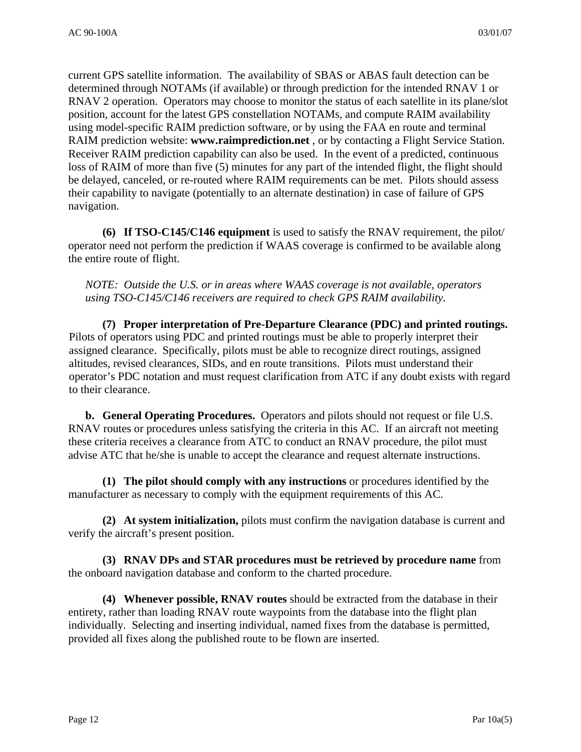current GPS satellite information. The availability of SBAS or ABAS fault detection can be determined through NOTAMs (if available) or through prediction for the intended RNAV 1 or RNAV 2 operation. Operators may choose to monitor the status of each satellite in its plane/slot position, account for the latest GPS constellation NOTAMs, and compute RAIM availability using model-specific RAIM prediction software, or by using the FAA en route and terminal RAIM prediction website: **www.raimprediction.net** , or by contacting a Flight Service Station. Receiver RAIM prediction capability can also be used. In the event of a predicted, continuous loss of RAIM of more than five (5) minutes for any part of the intended flight, the flight should be delayed, canceled, or re-routed where RAIM requirements can be met. Pilots should assess their capability to navigate (potentially to an alternate destination) in case of failure of GPS navigation.

**(6) If TSO-C145/C146 equipment** is used to satisfy the RNAV requirement, the pilot/operator need not perform the prediction if WAAS coverage is confirmed to be available along the entire route of flight.

*NOTE: Outside the U.S. or in areas where WAAS coverage is not available, operators using TSO-C145/C146 receivers are required to check GPS RAIM availability.*

**(7) Proper interpretation of Pre-Departure Clearance (PDC) and printed routings.** Pilots of operators using PDC and printed routings must be able to properly interpret their assigned clearance. Specifically, pilots must be able to recognize direct routings, assigned altitudes, revised clearances, SIDs, and en route transitions. Pilots must understand their operator's PDC notation and must request clarification from ATC if any doubt exists with regard to their clearance.

**b. General Operating Procedures.** Operators and pilots should not request or file U.S. RNAV routes or procedures unless satisfying the criteria in this AC. If an aircraft not meeting these criteria receives a clearance from ATC to conduct an RNAV procedure, the pilot must advise ATC that he/she is unable to accept the clearance and request alternate instructions.

**(1) The pilot should comply with any instructions** or procedures identified by the manufacturer as necessary to comply with the equipment requirements of this AC.

**(2) At system initialization,** pilots must confirm the navigation database is current and verify the aircraft's present position.

**(3) RNAV DPs and STAR procedures must be retrieved by procedure name** from the onboard navigation database and conform to the charted procedure.

**(4) Whenever possible, RNAV routes** should be extracted from the database in their entirety, rather than loading RNAV route waypoints from the database into the flight plan individually. Selecting and inserting individual, named fixes from the database is permitted, provided all fixes along the published route to be flown are inserted.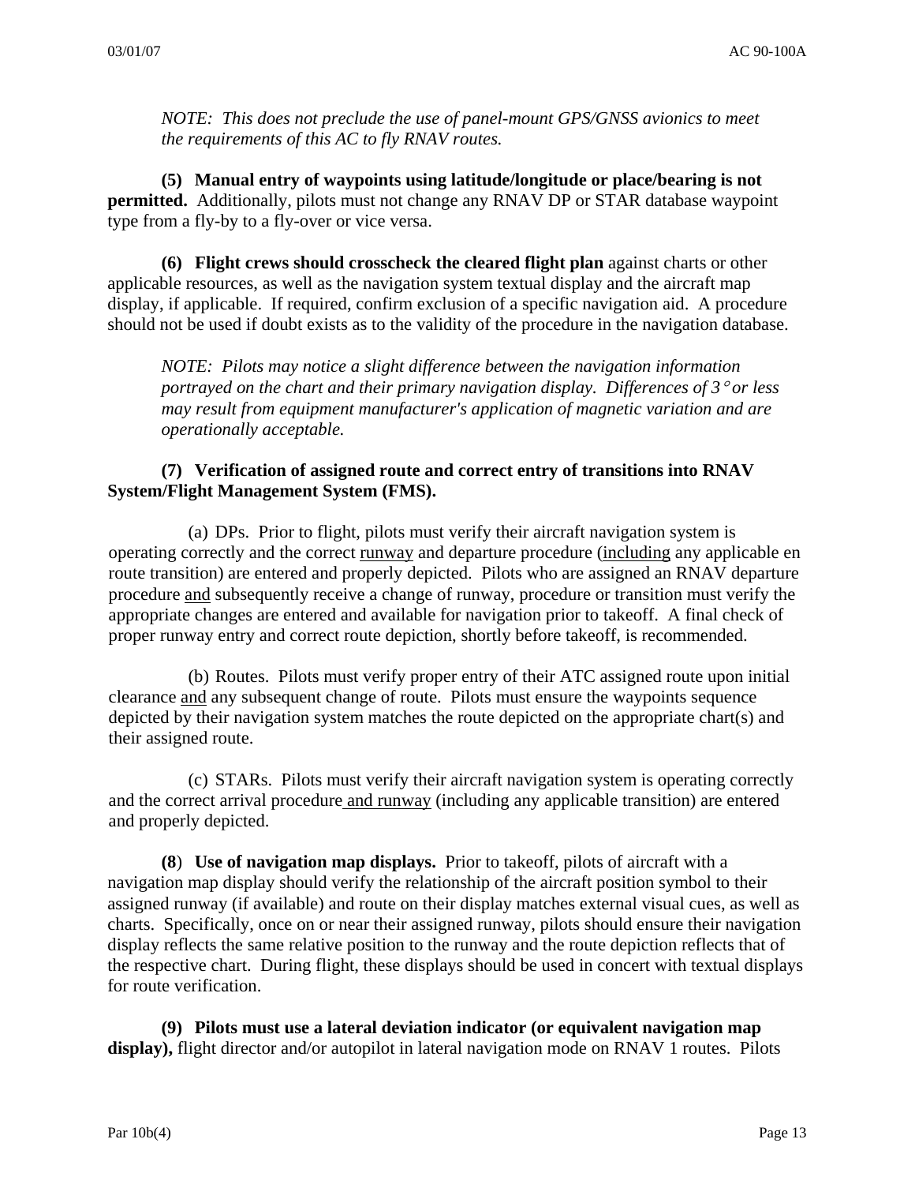*NOTE: This does not preclude the use of panel-mount GPS/GNSS avionics to meet the requirements of this AC to fly RNAV routes.*

**(5) Manual entry of waypoints using latitude/longitude or place/bearing is not permitted.** Additionally, pilots must not change any RNAV DP or STAR database waypoint type from a fly-by to a fly-over or vice versa.

**(6) Flight crews should crosscheck the cleared flight plan** against charts or other applicable resources, as well as the navigation system textual display and the aircraft map display, if applicable. If required, confirm exclusion of a specific navigation aid. A procedure should not be used if doubt exists as to the validity of the procedure in the navigation database.

*NOTE: Pilots may notice a slight difference between the navigation information portrayed on the chart and their primary navigation display. Differences of 3° or less may result from equipment manufacturer's application of magnetic variation and are operationally acceptable.*

**(7) Verification of assigned route and correct entry of transitions into RNAV System/Flight Management System (FMS).**

(a) DPs. Prior to flight, pilots must verify their aircraft navigation system is operating correctly and the correct <u>runway</u> and departure procedure (<u>including</u> any applicable en route transition) are entered and properly depicted. Pilots who are assigned an RNAV departure procedure <u>and</u> subsequently receive a change of runway, procedure or transition must verify the appropriate changes are entered and available for navigation prior to takeoff. A final check of proper runway entry and correct route depiction, shortly before takeoff, is recommended.

(b) Routes. Pilots must verify proper entry of their ATC assigned route upon initial clearance <u>and</u> any subsequent change of route. Pilots must ensure the waypoints sequence depicted by their navigation system matches the route depicted on the appropriate chart(s) and their assigned route.

(c) STARs. Pilots must verify their aircraft navigation system is operating correctly and the correct arrival procedure <u>and runway</u> (including any applicable transition) are entered and properly depicted.

**(8) Use of navigation map displays.** Prior to takeoff, pilots of aircraft with a navigation map display should verify the relationship of the aircraft position symbol to their assigned runway (if available) and route on their display matches external visual cues, as well as charts. Specifically, once on or near their assigned runway, pilots should ensure their navigation display reflects the same relative position to the runway and the route depiction reflects that of the respective chart. During flight, these displays should be used in concert with textual displays for route verification.

**(9) Pilots must use a lateral deviation indicator (or equivalent navigation map display),** flight director and/or autopilot in lateral navigation mode on RNAV 1 routes. Pilots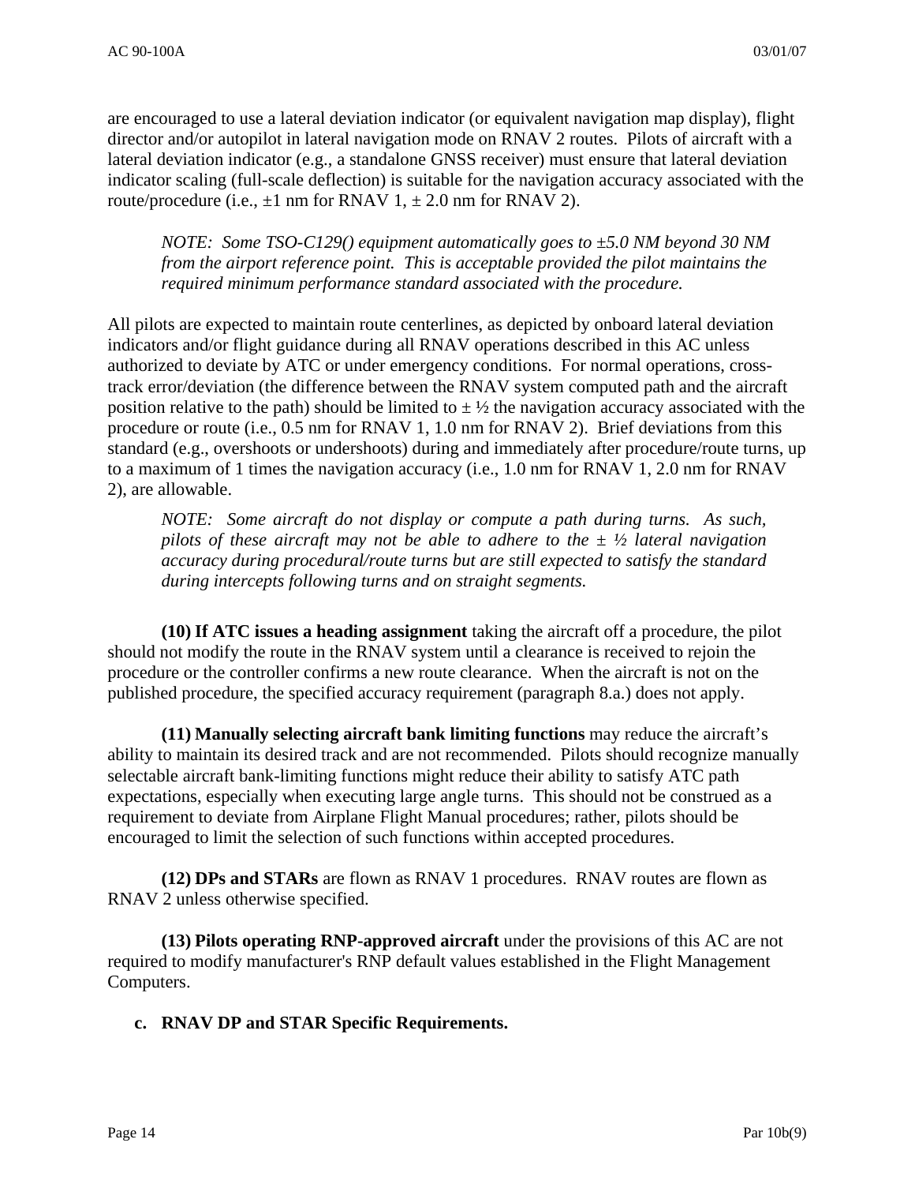are encouraged to use a lateral deviation indicator (or equivalent navigation map display), flight director and/or autopilot in lateral navigation mode on RNAV 2 routes. Pilots of aircraft with a lateral deviation indicator (e.g., a standalone GNSS receiver) must ensure that lateral deviation indicator scaling (full-scale deflection) is suitable for the navigation accuracy associated with the route/procedure (i.e., ±1 nm for RNAV 1, ± 2.0 nm for RNAV 2).

*NOTE: Some TSO-C129() equipment automatically goes to ±5.0 NM beyond 30 NM from the airport reference point. This is acceptable provided the pilot maintains the required minimum performance standard associated with the procedure.*

All pilots are expected to maintain route centerlines, as depicted by onboard lateral deviation indicators and/or flight guidance during all RNAV operations described in this AC unless authorized to deviate by ATC or under emergency conditions. For normal operations, cross-track error/deviation (the difference between the RNAV system computed path and the aircraft position relative to the path) should be limited to ± ½ the navigation accuracy associated with the procedure or route (i.e., 0.5 nm for RNAV 1, 1.0 nm for RNAV 2). Brief deviations from this standard (e.g., overshoots or undershoots) during and immediately after procedure/route turns, up to a maximum of 1 times the navigation accuracy (i.e., 1.0 nm for RNAV 1, 2.0 nm for RNAV 2), are allowable.

*NOTE: Some aircraft do not display or compute a path during turns. As such, pilots of these aircraft may not be able to adhere to the ± ½ lateral navigation accuracy during procedural/route turns but are still expected to satisfy the standard during intercepts following turns and on straight segments.*

**(10) If ATC issues a heading assignment** taking the aircraft off a procedure, the pilot should not modify the route in the RNAV system until a clearance is received to rejoin the procedure or the controller confirms a new route clearance. When the aircraft is not on the published procedure, the specified accuracy requirement (paragraph 8.a.) does not apply.

**(11) Manually selecting aircraft bank limiting functions** may reduce the aircraft's ability to maintain its desired track and are not recommended. Pilots should recognize manually selectable aircraft bank-limiting functions might reduce their ability to satisfy ATC path expectations, especially when executing large angle turns. This should not be construed as a requirement to deviate from Airplane Flight Manual procedures; rather, pilots should be encouraged to limit the selection of such functions within accepted procedures.

**(12) DPs and STARs** are flown as RNAV 1 procedures. RNAV routes are flown as RNAV 2 unless otherwise specified.

**(13) Pilots operating RNP-approved aircraft** under the provisions of this AC are not required to modify manufacturer's RNP default values established in the Flight Management Computers.

**c. RNAV DP and STAR Specific Requirements.**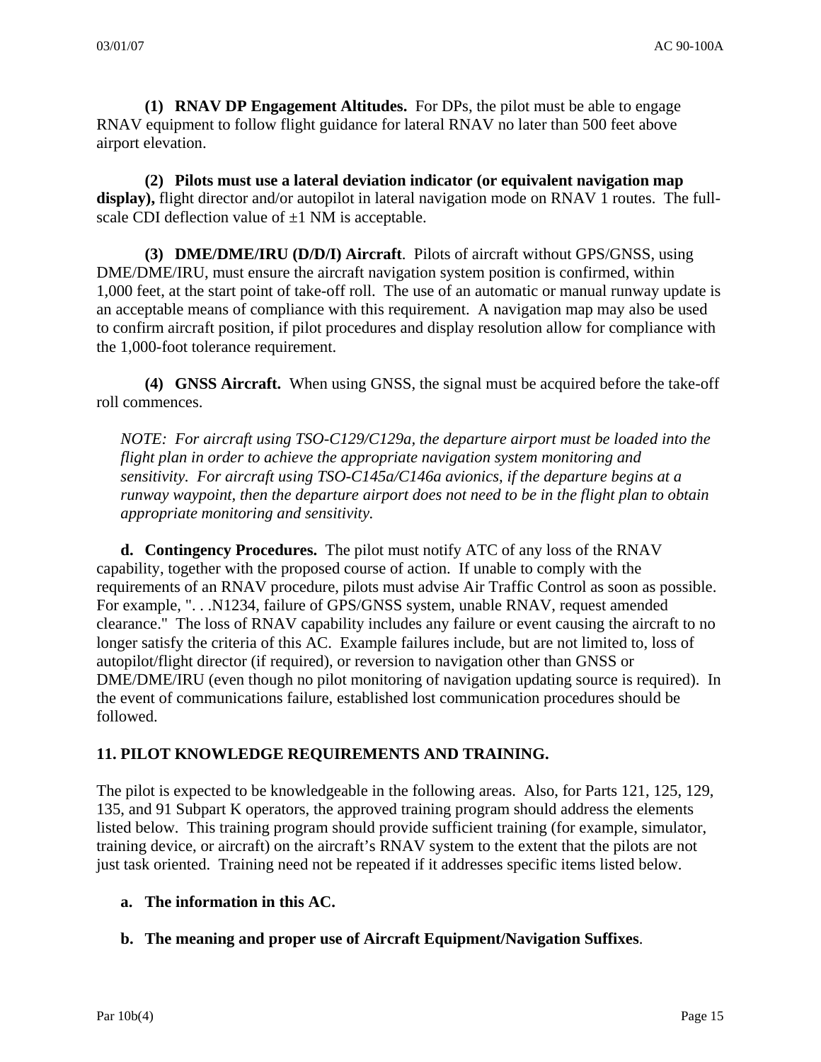**(1) RNAV DP Engagement Altitudes.** For DPs, the pilot must be able to engage RNAV equipment to follow flight guidance for lateral RNAV no later than 500 feet above airport elevation.

**(2) Pilots must use a lateral deviation indicator (or equivalent navigation map display),** flight director and/or autopilot in lateral navigation mode on RNAV 1 routes. The full-scale CDI deflection value of ±1 NM is acceptable.

**(3) DME/DME/IRU (D/D/I) Aircraft**. Pilots of aircraft without GPS/GNSS, using DME/DME/IRU, must ensure the aircraft navigation system position is confirmed, within 1,000 feet, at the start point of take-off roll. The use of an automatic or manual runway update is an acceptable means of compliance with this requirement. A navigation map may also be used to confirm aircraft position, if pilot procedures and display resolution allow for compliance with the 1,000-foot tolerance requirement.

**(4) GNSS Aircraft.** When using GNSS, the signal must be acquired before the take-off roll commences.

*NOTE: For aircraft using TSO-C129/C129a, the departure airport must be loaded into the flight plan in order to achieve the appropriate navigation system monitoring and sensitivity. For aircraft using TSO-C145a/C146a avionics, if the departure begins at a runway waypoint, then the departure airport does not need to be in the flight plan to obtain appropriate monitoring and sensitivity.*

**d. Contingency Procedures.** The pilot must notify ATC of any loss of the RNAV capability, together with the proposed course of action. If unable to comply with the requirements of an RNAV procedure, pilots must advise Air Traffic Control as soon as possible. For example, ". . .N1234, failure of GPS/GNSS system, unable RNAV, request amended clearance." The loss of RNAV capability includes any failure or event causing the aircraft to no longer satisfy the criteria of this AC. Example failures include, but are not limited to, loss of autopilot/flight director (if required), or reversion to navigation other than GNSS or DME/DME/IRU (even though no pilot monitoring of navigation updating source is required). In the event of communications failure, established lost communication procedures should be followed.

## 11. PILOT KNOWLEDGE REQUIREMENTS AND TRAINING.

The pilot is expected to be knowledgeable in the following areas. Also, for Parts 121, 125, 129, 135, and 91 Subpart K operators, the approved training program should address the elements listed below. This training program should provide sufficient training (for example, simulator, training device, or aircraft) on the aircraft's RNAV system to the extent that the pilots are not just task oriented. Training need not be repeated if it addresses specific items listed below.

**a. The information in this AC.**

**b. The meaning and proper use of Aircraft Equipment/Navigation Suffixes**.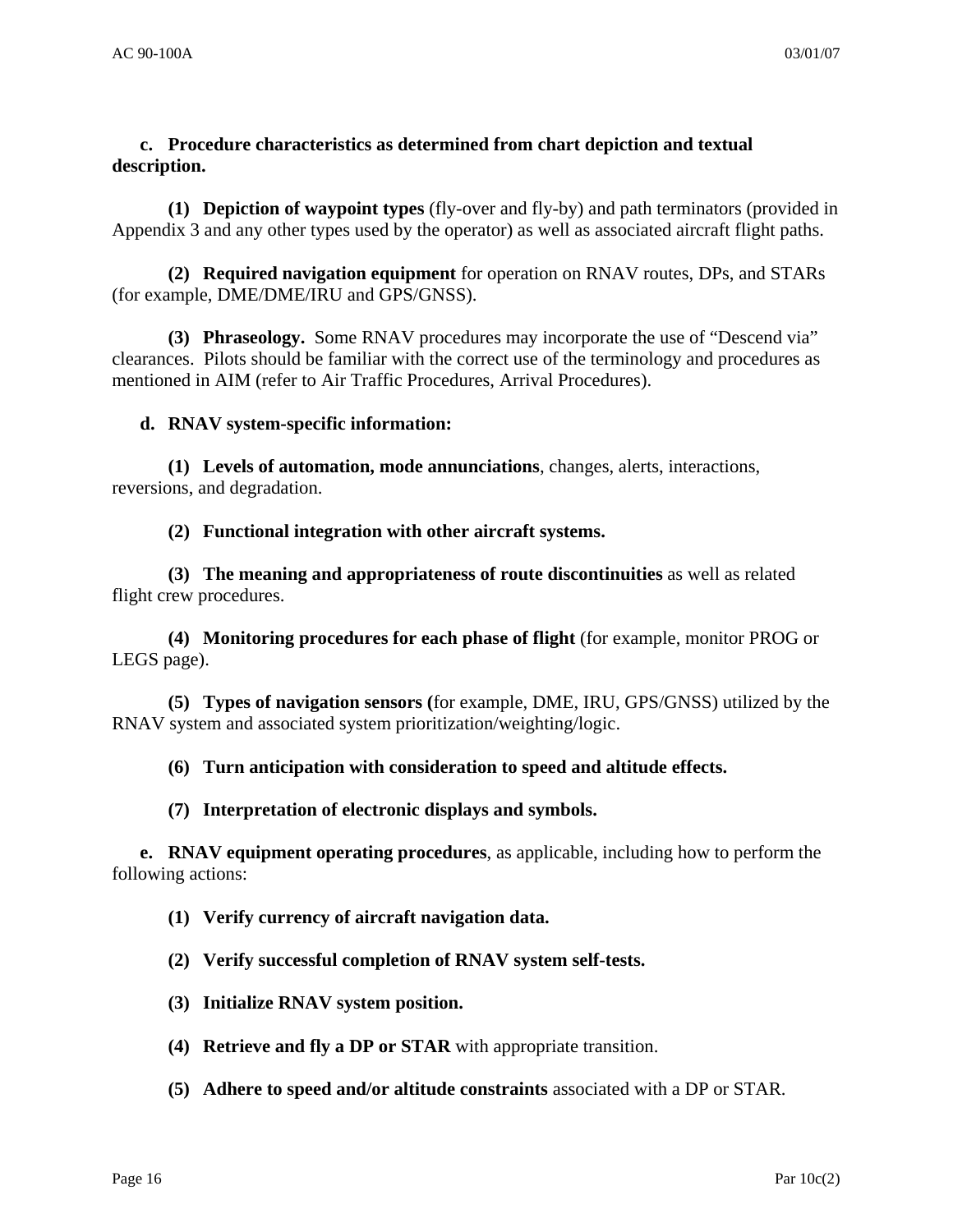**c. Procedure characteristics as determined from chart depiction and textual description.**

**(1) Depiction of waypoint types** (fly-over and fly-by) and path terminators (provided in Appendix 3 and any other types used by the operator) as well as associated aircraft flight paths.

**(2) Required navigation equipment** for operation on RNAV routes, DPs, and STARs (for example, DME/DME/IRU and GPS/GNSS).

**(3) Phraseology.** Some RNAV procedures may incorporate the use of "Descend via" clearances. Pilots should be familiar with the correct use of the terminology and procedures as mentioned in AIM (refer to Air Traffic Procedures, Arrival Procedures).

**d. RNAV system-specific information:**

**(1) Levels of automation, mode annunciations**, changes, alerts, interactions, reversions, and degradation.

**(2) Functional integration with other aircraft systems.**

**(3) The meaning and appropriateness of route discontinuities** as well as related flight crew procedures.

**(4) Monitoring procedures for each phase of flight** (for example, monitor PROG or LEGS page).

**(5) Types of navigation sensors (**for example, DME, IRU, GPS/GNSS) utilized by the RNAV system and associated system prioritization/weighting/logic.

**(6) Turn anticipation with consideration to speed and altitude effects.**

**(7) Interpretation of electronic displays and symbols.**

**e. RNAV equipment operating procedures**, as applicable, including how to perform the following actions:

**(1) Verify currency of aircraft navigation data.**

**(2) Verify successful completion of RNAV system self-tests.**

**(3) Initialize RNAV system position.**

**(4) Retrieve and fly a DP or STAR** with appropriate transition.

**(5) Adhere to speed and/or altitude constraints** associated with a DP or STAR.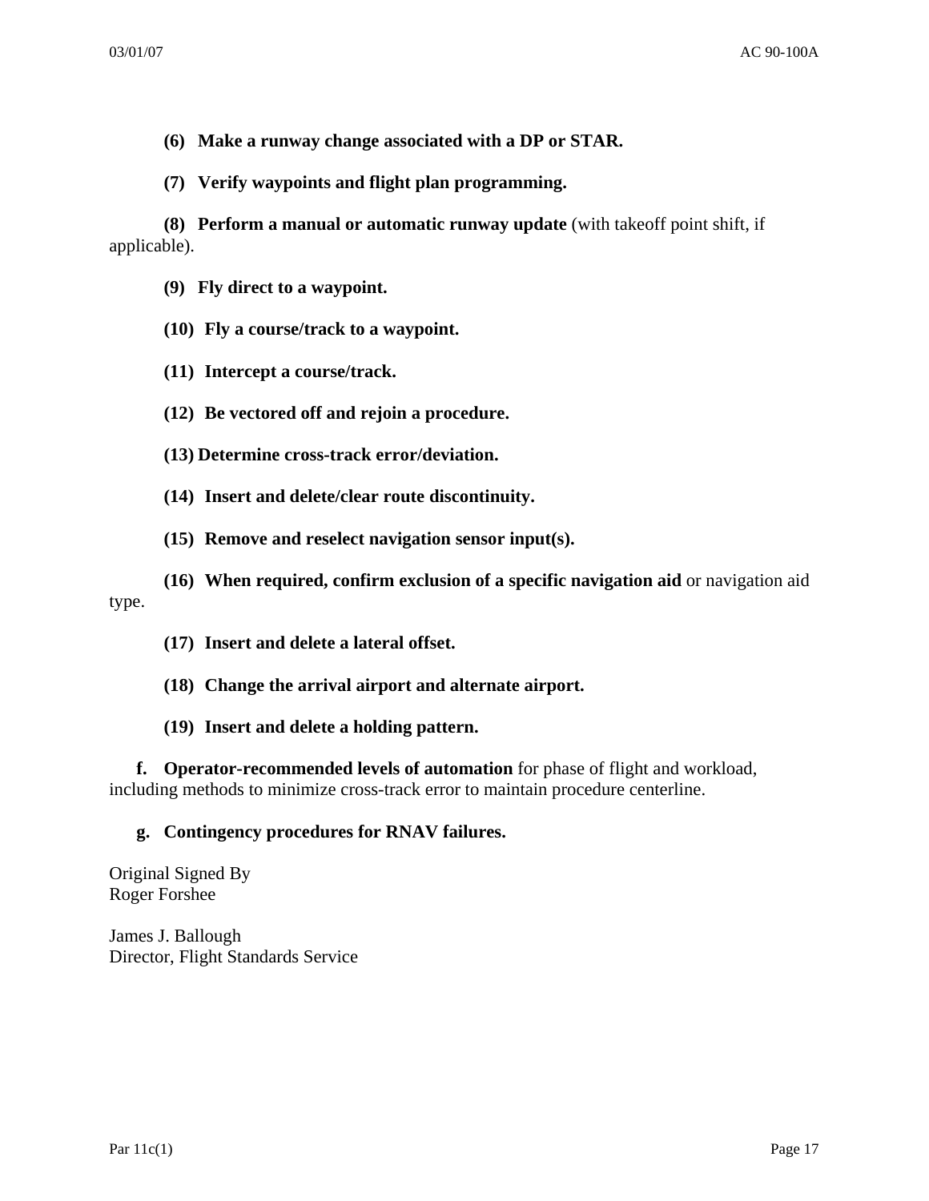**(6) Make a runway change associated with a DP or STAR.**

**(7) Verify waypoints and flight plan programming.**

**(8) Perform a manual or automatic runway update** (with takeoff point shift, if applicable).

**(9) Fly direct to a waypoint.**

**(10) Fly a course/track to a waypoint.**

**(11) Intercept a course/track.**

**(12) Be vectored off and rejoin a procedure.**

**(13) Determine cross-track error/deviation.**

**(14) Insert and delete/clear route discontinuity.**

**(15) Remove and reselect navigation sensor input(s).**

**(16) When required, confirm exclusion of a specific navigation aid** or navigation aid type.

**(17) Insert and delete a lateral offset.**

**(18) Change the arrival airport and alternate airport.**

**(19) Insert and delete a holding pattern.**

**f. Operator-recommended levels of automation** for phase of flight and workload, including methods to minimize cross-track error to maintain procedure centerline.

**g. Contingency procedures for RNAV failures.**

Original Signed By
Roger Forshee

James J. Ballough
Director, Flight Standards Service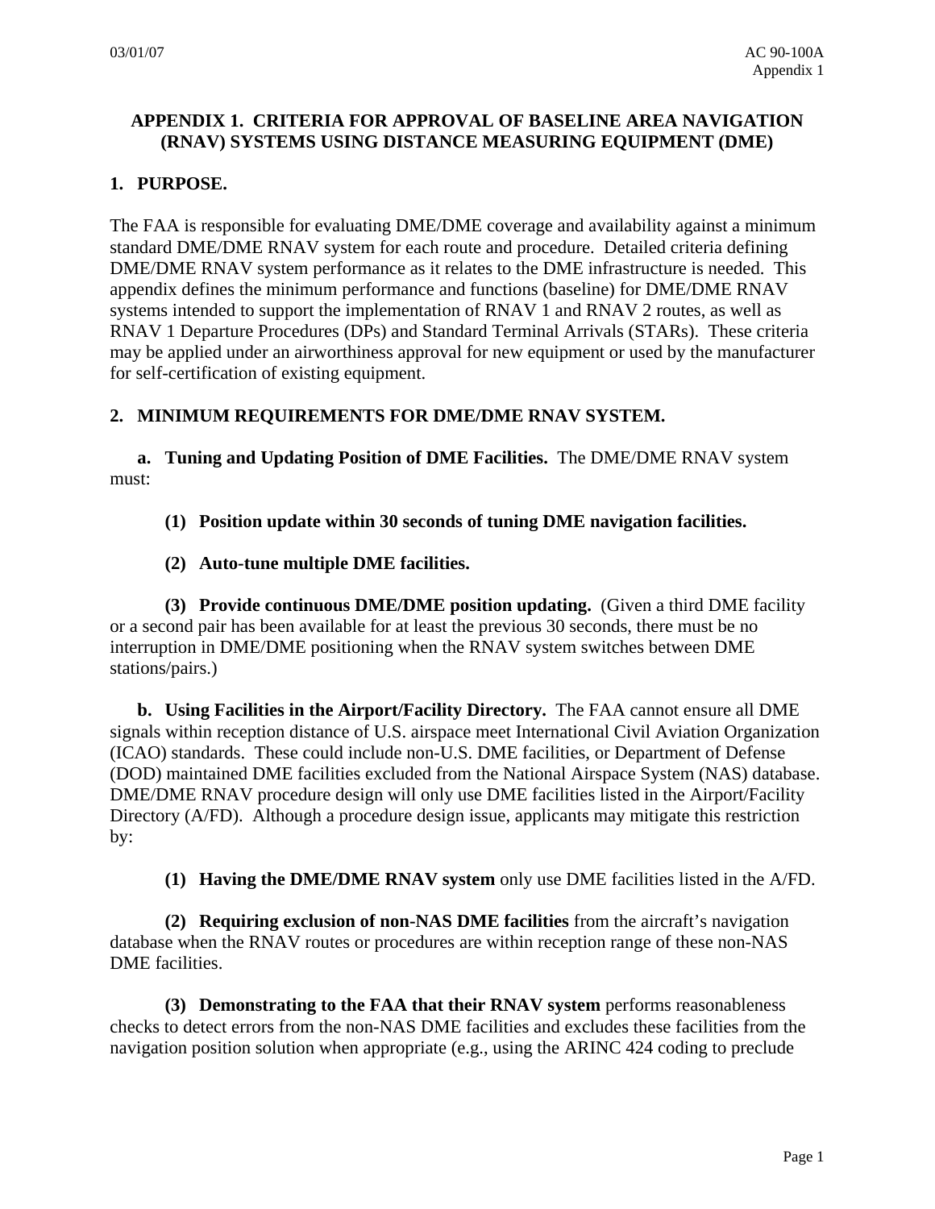# APPENDIX 1. CRITERIA FOR APPROVAL OF BASELINE AREA NAVIGATION (RNAV) SYSTEMS USING DISTANCE MEASURING EQUIPMENT (DME)

## 1. PURPOSE.

The FAA is responsible for evaluating DME/DME coverage and availability against a minimum standard DME/DME RNAV system for each route and procedure. Detailed criteria defining DME/DME RNAV system performance as it relates to the DME infrastructure is needed. This appendix defines the minimum performance and functions (baseline) for DME/DME RNAV systems intended to support the implementation of RNAV 1 and RNAV 2 routes, as well as RNAV 1 Departure Procedures (DPs) and Standard Terminal Arrivals (STARs). These criteria may be applied under an airworthiness approval for new equipment or used by the manufacturer for self-certification of existing equipment.

## 2. MINIMUM REQUIREMENTS FOR DME/DME RNAV SYSTEM.

**a. Tuning and Updating Position of DME Facilities.** The DME/DME RNAV system must:

**(1) Position update within 30 seconds of tuning DME navigation facilities.**

**(2) Auto-tune multiple DME facilities.**

**(3) Provide continuous DME/DME position updating.** (Given a third DME facility or a second pair has been available for at least the previous 30 seconds, there must be no interruption in DME/DME positioning when the RNAV system switches between DME stations/pairs.)

**b. Using Facilities in the Airport/Facility Directory.** The FAA cannot ensure all DME signals within reception distance of U.S. airspace meet International Civil Aviation Organization (ICAO) standards. These could include non-U.S. DME facilities, or Department of Defense (DOD) maintained DME facilities excluded from the National Airspace System (NAS) database. DME/DME RNAV procedure design will only use DME facilities listed in the Airport/Facility Directory (A/FD). Although a procedure design issue, applicants may mitigate this restriction by:

**(1) Having the DME/DME RNAV system** only use DME facilities listed in the A/FD.

**(2) Requiring exclusion of non-NAS DME facilities** from the aircraft's navigation database when the RNAV routes or procedures are within reception range of these non-NAS DME facilities.

**(3) Demonstrating to the FAA that their RNAV system** performs reasonableness checks to detect errors from the non-NAS DME facilities and excludes these facilities from the navigation position solution when appropriate (e.g., using the ARINC 424 coding to preclude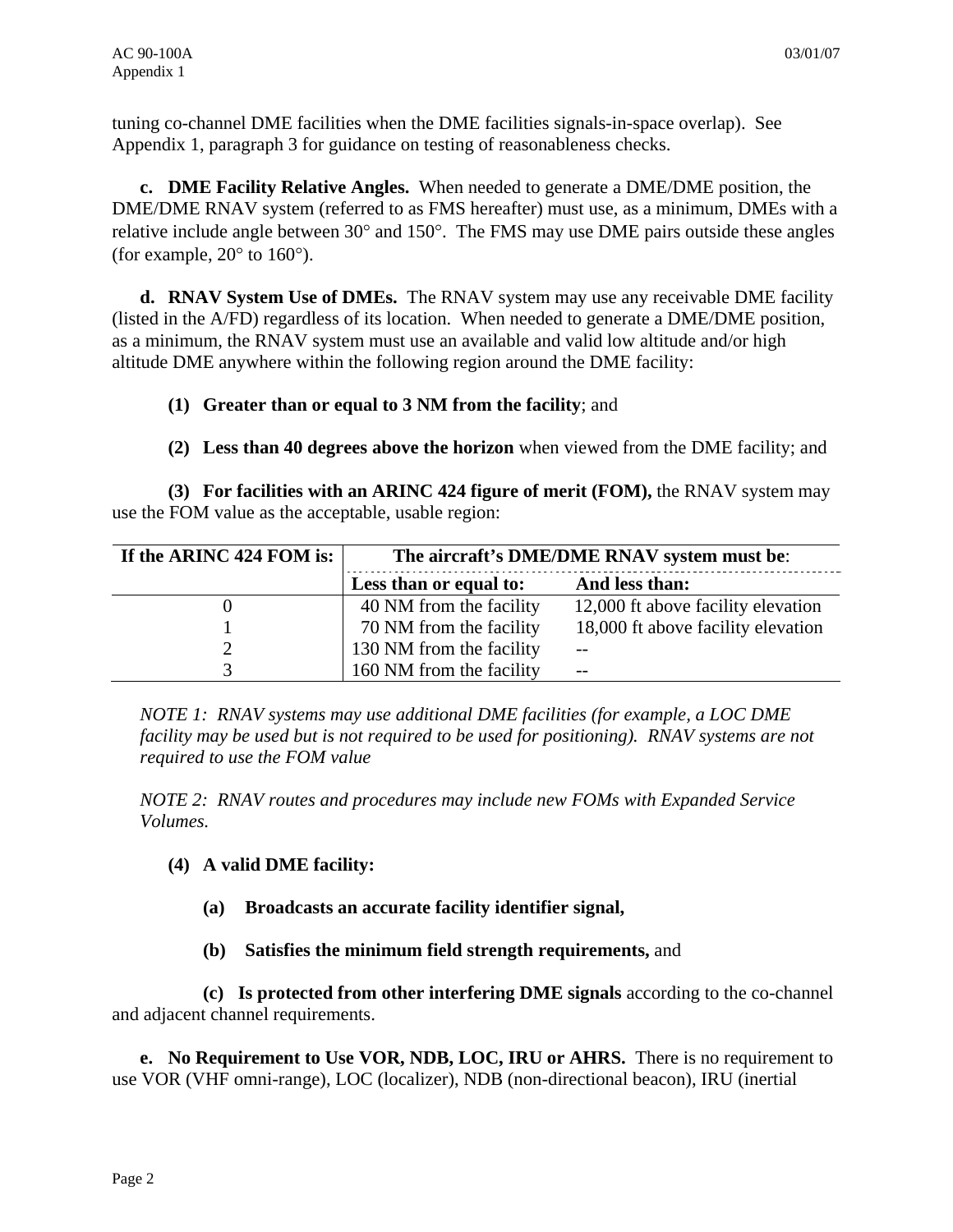tuning co-channel DME facilities when the DME facilities signals-in-space overlap). See Appendix 1, paragraph 3 for guidance on testing of reasonableness checks.

**c. DME Facility Relative Angles.** When needed to generate a DME/DME position, the DME/DME RNAV system (referred to as FMS hereafter) must use, as a minimum, DMEs with a relative include angle between 30° and 150°. The FMS may use DME pairs outside these angles (for example, 20° to 160°).

**d. RNAV System Use of DMEs.** The RNAV system may use any receivable DME facility (listed in the A/FD) regardless of its location. When needed to generate a DME/DME position, as a minimum, the RNAV system must use an available and valid low altitude and/or high altitude DME anywhere within the following region around the DME facility:

**(1) Greater than or equal to 3 NM from the facility**; and

**(2) Less than 40 degrees above the horizon** when viewed from the DME facility; and

**(3) For facilities with an ARINC 424 figure of merit (FOM),** the RNAV system may use the FOM value as the acceptable, usable region:

| If the ARINC 424 FOM is: | The aircraft's DME/DME RNAV system must be: | |
|---|---|---|
| | **Less than or equal to:** | **And less than:** |
| 0 | 40 NM from the facility | 12,000 ft above facility elevation |
| 1 | 70 NM from the facility | 18,000 ft above facility elevation |
| 2 | 130 NM from the facility | -- |
| 3 | 160 NM from the facility | -- |

*NOTE 1: RNAV systems may use additional DME facilities (for example, a LOC DME facility may be used but is not required to be used for positioning). RNAV systems are not required to use the FOM value*

*NOTE 2: RNAV routes and procedures may include new FOMs with Expanded Service Volumes.*

**(4) A valid DME facility:**

**(a) Broadcasts an accurate facility identifier signal,**

**(b) Satisfies the minimum field strength requirements,** and

**(c) Is protected from other interfering DME signals** according to the co-channel and adjacent channel requirements.

**e. No Requirement to Use VOR, NDB, LOC, IRU or AHRS.** There is no requirement to use VOR (VHF omni-range), LOC (localizer), NDB (non-directional beacon), IRU (inertial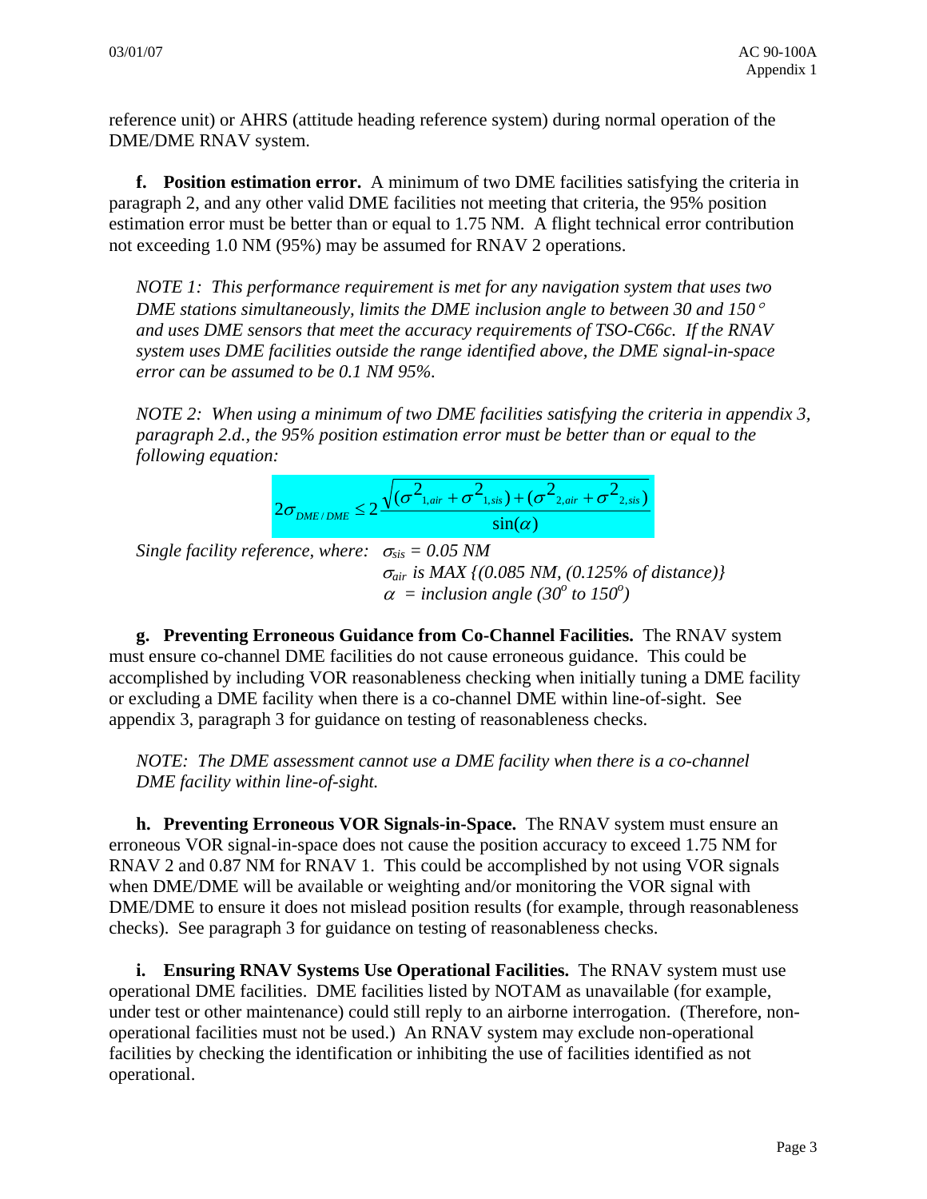reference unit) or AHRS (attitude heading reference system) during normal operation of the DME/DME RNAV system.

**f. Position estimation error.** A minimum of two DME facilities satisfying the criteria in paragraph 2, and any other valid DME facilities not meeting that criteria, the 95% position estimation error must be better than or equal to 1.75 NM. A flight technical error contribution not exceeding 1.0 NM (95%) may be assumed for RNAV 2 operations.

*NOTE 1: This performance requirement is met for any navigation system that uses two DME stations simultaneously, limits the DME inclusion angle to between 30 and 150° and uses DME sensors that meet the accuracy requirements of TSO-C66c. If the RNAV system uses DME facilities outside the range identified above, the DME signal-in-space error can be assumed to be 0.1 NM 95%.*

*NOTE 2: When using a minimum of two DME facilities satisfying the criteria in appendix 3, paragraph 2.d., the 95% position estimation error must be better than or equal to the following equation:*

$$2\sigma_{DME/DME} \leq 2\frac{\sqrt{(\sigma^2_{1,air}+\sigma^2_{1,sis})+(\sigma^2_{2,air}+\sigma^2_{2,sis})}}{\sin(\alpha)}$$

*Single facility reference, where:* $\sigma_{sis} = 0.05$ *NM*
$\sigma_{air}$ *is MAX {(0.085 NM, (0.125% of distance)}*
$\alpha$ *= inclusion angle (30° to 150°)*

**g. Preventing Erroneous Guidance from Co-Channel Facilities.** The RNAV system must ensure co-channel DME facilities do not cause erroneous guidance. This could be accomplished by including VOR reasonableness checking when initially tuning a DME facility or excluding a DME facility when there is a co-channel DME within line-of-sight. See appendix 3, paragraph 3 for guidance on testing of reasonableness checks.

*NOTE: The DME assessment cannot use a DME facility when there is a co-channel DME facility within line-of-sight.*

**h. Preventing Erroneous VOR Signals-in-Space.** The RNAV system must ensure an erroneous VOR signal-in-space does not cause the position accuracy to exceed 1.75 NM for RNAV 2 and 0.87 NM for RNAV 1. This could be accomplished by not using VOR signals when DME/DME will be available or weighting and/or monitoring the VOR signal with DME/DME to ensure it does not mislead position results (for example, through reasonableness checks). See paragraph 3 for guidance on testing of reasonableness checks.

**i. Ensuring RNAV Systems Use Operational Facilities.** The RNAV system must use operational DME facilities. DME facilities listed by NOTAM as unavailable (for example, under test or other maintenance) could still reply to an airborne interrogation. (Therefore, non-operational facilities must not be used.) An RNAV system may exclude non-operational facilities by checking the identification or inhibiting the use of facilities identified as not operational.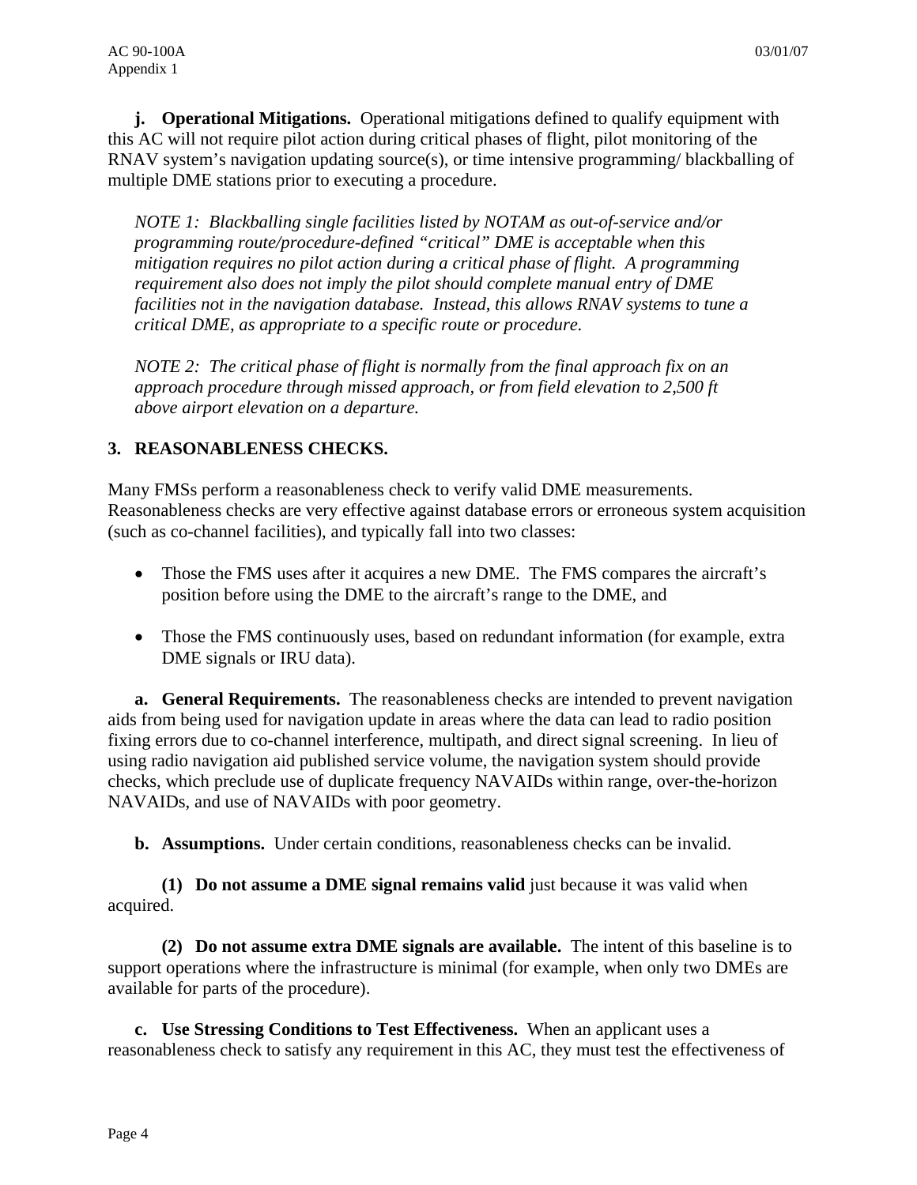**j. Operational Mitigations.** Operational mitigations defined to qualify equipment with this AC will not require pilot action during critical phases of flight, pilot monitoring of the RNAV system's navigation updating source(s), or time intensive programming/ blackballing of multiple DME stations prior to executing a procedure.

*NOTE 1: Blackballing single facilities listed by NOTAM as out-of-service and/or programming route/procedure-defined "critical" DME is acceptable when this mitigation requires no pilot action during a critical phase of flight. A programming requirement also does not imply the pilot should complete manual entry of DME facilities not in the navigation database. Instead, this allows RNAV systems to tune a critical DME, as appropriate to a specific route or procedure.*

*NOTE 2: The critical phase of flight is normally from the final approach fix on an approach procedure through missed approach, or from field elevation to 2,500 ft above airport elevation on a departure.*

## 3. REASONABLENESS CHECKS.

Many FMSs perform a reasonableness check to verify valid DME measurements. Reasonableness checks are very effective against database errors or erroneous system acquisition (such as co-channel facilities), and typically fall into two classes:

- Those the FMS uses after it acquires a new DME. The FMS compares the aircraft's position before using the DME to the aircraft's range to the DME, and
- Those the FMS continuously uses, based on redundant information (for example, extra DME signals or IRU data).

**a. General Requirements.** The reasonableness checks are intended to prevent navigation aids from being used for navigation update in areas where the data can lead to radio position fixing errors due to co-channel interference, multipath, and direct signal screening. In lieu of using radio navigation aid published service volume, the navigation system should provide checks, which preclude use of duplicate frequency NAVAIDs within range, over-the-horizon NAVAIDs, and use of NAVAIDs with poor geometry.

**b. Assumptions.** Under certain conditions, reasonableness checks can be invalid.

**(1) Do not assume a DME signal remains valid** just because it was valid when acquired.

**(2) Do not assume extra DME signals are available.** The intent of this baseline is to support operations where the infrastructure is minimal (for example, when only two DMEs are available for parts of the procedure).

**c. Use Stressing Conditions to Test Effectiveness.** When an applicant uses a reasonableness check to satisfy any requirement in this AC, they must test the effectiveness of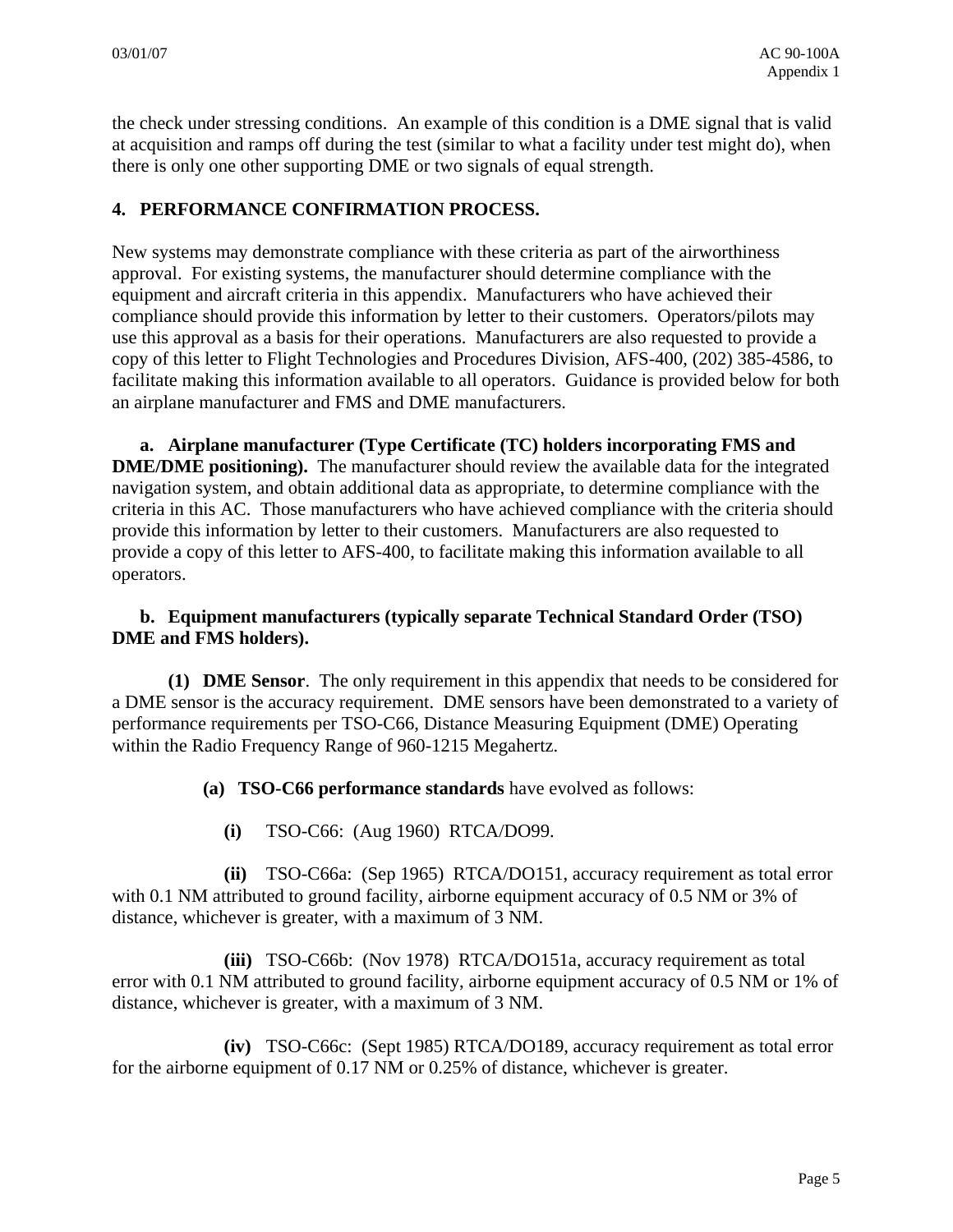the check under stressing conditions. An example of this condition is a DME signal that is valid at acquisition and ramps off during the test (similar to what a facility under test might do), when there is only one other supporting DME or two signals of equal strength.

## 4. PERFORMANCE CONFIRMATION PROCESS.

New systems may demonstrate compliance with these criteria as part of the airworthiness approval. For existing systems, the manufacturer should determine compliance with the equipment and aircraft criteria in this appendix. Manufacturers who have achieved their compliance should provide this information by letter to their customers. Operators/pilots may use this approval as a basis for their operations. Manufacturers are also requested to provide a copy of this letter to Flight Technologies and Procedures Division, AFS-400, (202) 385-4586, to facilitate making this information available to all operators. Guidance is provided below for both an airplane manufacturer and FMS and DME manufacturers.

**a. Airplane manufacturer (Type Certificate (TC) holders incorporating FMS and DME/DME positioning).** The manufacturer should review the available data for the integrated navigation system, and obtain additional data as appropriate, to determine compliance with the criteria in this AC. Those manufacturers who have achieved compliance with the criteria should provide this information by letter to their customers. Manufacturers are also requested to provide a copy of this letter to AFS-400, to facilitate making this information available to all operators.

**b. Equipment manufacturers (typically separate Technical Standard Order (TSO) DME and FMS holders).**

**(1) DME Sensor**. The only requirement in this appendix that needs to be considered for a DME sensor is the accuracy requirement. DME sensors have been demonstrated to a variety of performance requirements per TSO-C66, Distance Measuring Equipment (DME) Operating within the Radio Frequency Range of 960-1215 Megahertz.

**(a) TSO-C66 performance standards** have evolved as follows:

**(i)** TSO-C66: (Aug 1960) RTCA/DO99.

**(ii)** TSO-C66a: (Sep 1965) RTCA/DO151, accuracy requirement as total error with 0.1 NM attributed to ground facility, airborne equipment accuracy of 0.5 NM or 3% of distance, whichever is greater, with a maximum of 3 NM.

**(iii)** TSO-C66b: (Nov 1978) RTCA/DO151a, accuracy requirement as total error with 0.1 NM attributed to ground facility, airborne equipment accuracy of 0.5 NM or 1% of distance, whichever is greater, with a maximum of 3 NM.

**(iv)** TSO-C66c: (Sept 1985) RTCA/DO189, accuracy requirement as total error for the airborne equipment of 0.17 NM or 0.25% of distance, whichever is greater.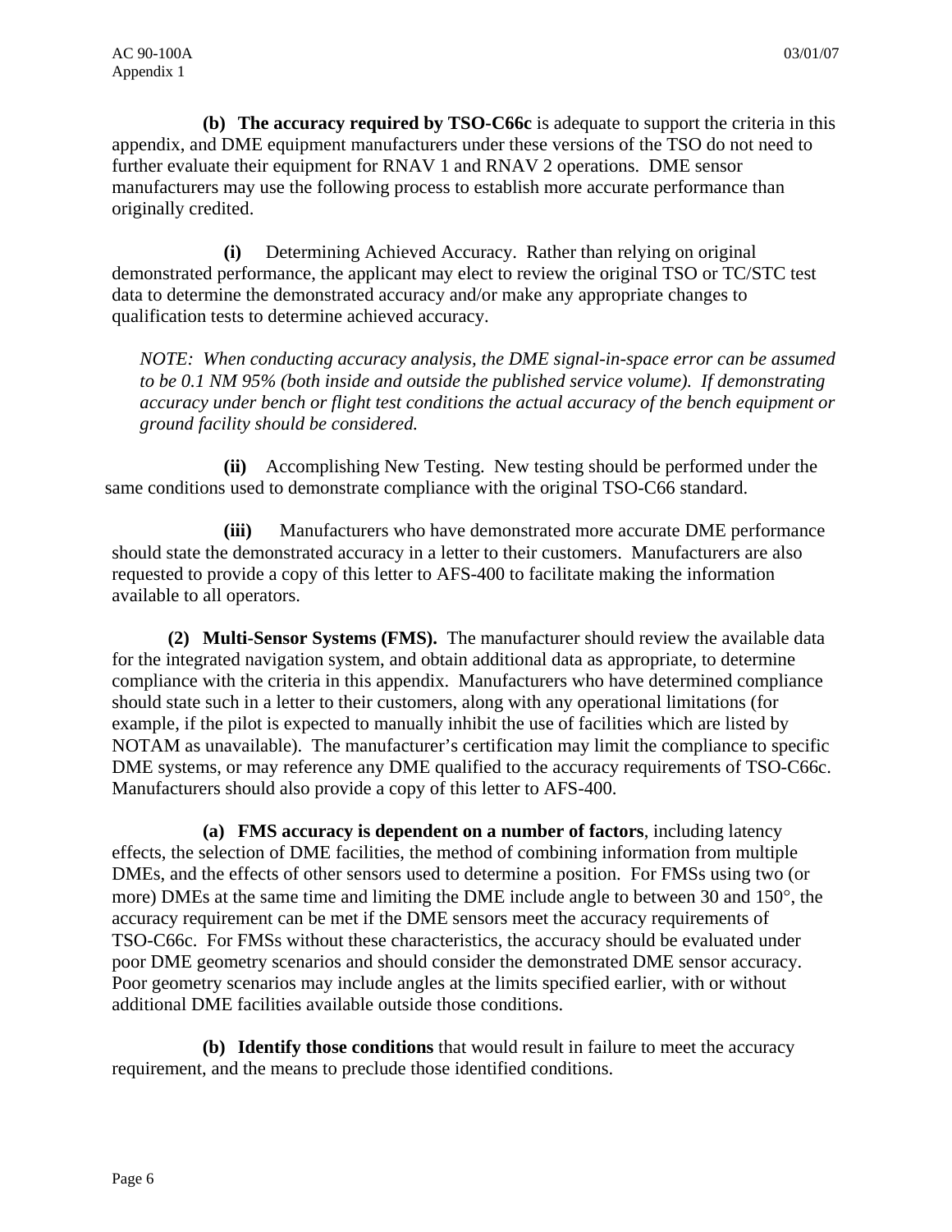**(b) The accuracy required by TSO-C66c** is adequate to support the criteria in this appendix, and DME equipment manufacturers under these versions of the TSO do not need to further evaluate their equipment for RNAV 1 and RNAV 2 operations. DME sensor manufacturers may use the following process to establish more accurate performance than originally credited.

**(i)** Determining Achieved Accuracy. Rather than relying on original demonstrated performance, the applicant may elect to review the original TSO or TC/STC test data to determine the demonstrated accuracy and/or make any appropriate changes to qualification tests to determine achieved accuracy.

*NOTE: When conducting accuracy analysis, the DME signal-in-space error can be assumed to be 0.1 NM 95% (both inside and outside the published service volume). If demonstrating accuracy under bench or flight test conditions the actual accuracy of the bench equipment or ground facility should be considered.*

**(ii)** Accomplishing New Testing. New testing should be performed under the same conditions used to demonstrate compliance with the original TSO-C66 standard.

**(iii)** Manufacturers who have demonstrated more accurate DME performance should state the demonstrated accuracy in a letter to their customers. Manufacturers are also requested to provide a copy of this letter to AFS-400 to facilitate making the information available to all operators.

**(2) Multi-Sensor Systems (FMS).** The manufacturer should review the available data for the integrated navigation system, and obtain additional data as appropriate, to determine compliance with the criteria in this appendix. Manufacturers who have determined compliance should state such in a letter to their customers, along with any operational limitations (for example, if the pilot is expected to manually inhibit the use of facilities which are listed by NOTAM as unavailable). The manufacturer's certification may limit the compliance to specific DME systems, or may reference any DME qualified to the accuracy requirements of TSO-C66c. Manufacturers should also provide a copy of this letter to AFS-400.

**(a) FMS accuracy is dependent on a number of factors**, including latency effects, the selection of DME facilities, the method of combining information from multiple DMEs, and the effects of other sensors used to determine a position. For FMSs using two (or more) DMEs at the same time and limiting the DME include angle to between 30 and 150°, the accuracy requirement can be met if the DME sensors meet the accuracy requirements of TSO-C66c. For FMSs without these characteristics, the accuracy should be evaluated under poor DME geometry scenarios and should consider the demonstrated DME sensor accuracy. Poor geometry scenarios may include angles at the limits specified earlier, with or without additional DME facilities available outside those conditions.

**(b) Identify those conditions** that would result in failure to meet the accuracy requirement, and the means to preclude those identified conditions.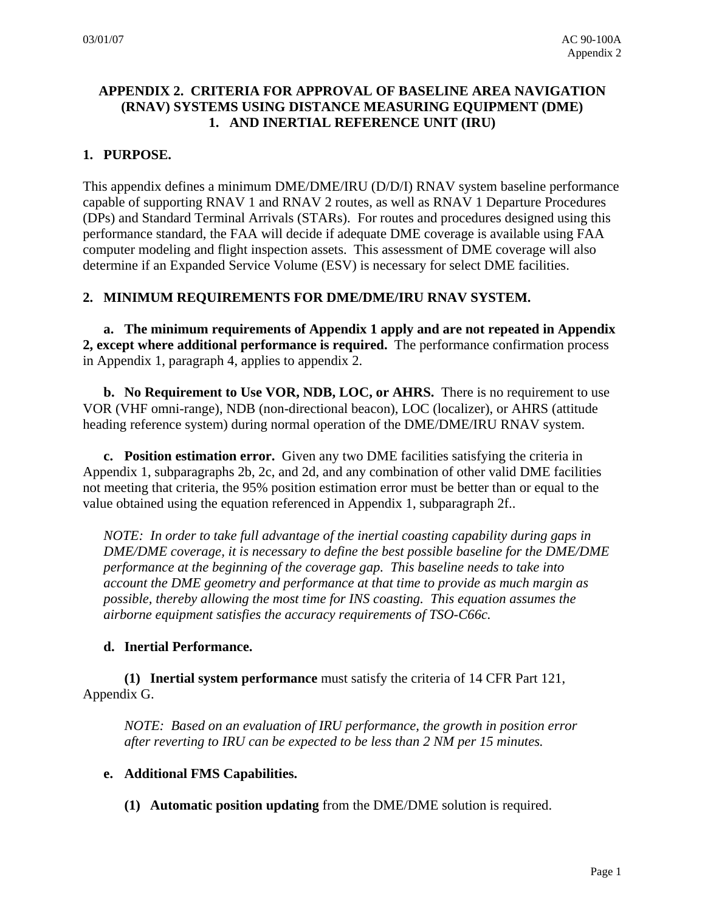# APPENDIX 2. CRITERIA FOR APPROVAL OF BASELINE AREA NAVIGATION (RNAV) SYSTEMS USING DISTANCE MEASURING EQUIPMENT (DME) 1. AND INERTIAL REFERENCE UNIT (IRU)

## 1. PURPOSE.

This appendix defines a minimum DME/DME/IRU (D/D/I) RNAV system baseline performance capable of supporting RNAV 1 and RNAV 2 routes, as well as RNAV 1 Departure Procedures (DPs) and Standard Terminal Arrivals (STARs). For routes and procedures designed using this performance standard, the FAA will decide if adequate DME coverage is available using FAA computer modeling and flight inspection assets. This assessment of DME coverage will also determine if an Expanded Service Volume (ESV) is necessary for select DME facilities.

## 2. MINIMUM REQUIREMENTS FOR DME/DME/IRU RNAV SYSTEM.

**a. The minimum requirements of Appendix 1 apply and are not repeated in Appendix 2, except where additional performance is required.** The performance confirmation process in Appendix 1, paragraph 4, applies to appendix 2.

**b. No Requirement to Use VOR, NDB, LOC, or AHRS.** There is no requirement to use VOR (VHF omni-range), NDB (non-directional beacon), LOC (localizer), or AHRS (attitude heading reference system) during normal operation of the DME/DME/IRU RNAV system.

**c. Position estimation error.** Given any two DME facilities satisfying the criteria in Appendix 1, subparagraphs 2b, 2c, and 2d, and any combination of other valid DME facilities not meeting that criteria, the 95% position estimation error must be better than or equal to the value obtained using the equation referenced in Appendix 1, subparagraph 2f..

*NOTE: In order to take full advantage of the inertial coasting capability during gaps in DME/DME coverage, it is necessary to define the best possible baseline for the DME/DME performance at the beginning of the coverage gap. This baseline needs to take into account the DME geometry and performance at that time to provide as much margin as possible, thereby allowing the most time for INS coasting. This equation assumes the airborne equipment satisfies the accuracy requirements of TSO-C66c.*

**d. Inertial Performance.**

**(1) Inertial system performance** must satisfy the criteria of 14 CFR Part 121, Appendix G.

*NOTE: Based on an evaluation of IRU performance, the growth in position error after reverting to IRU can be expected to be less than 2 NM per 15 minutes.*

**e. Additional FMS Capabilities.**

**(1) Automatic position updating** from the DME/DME solution is required.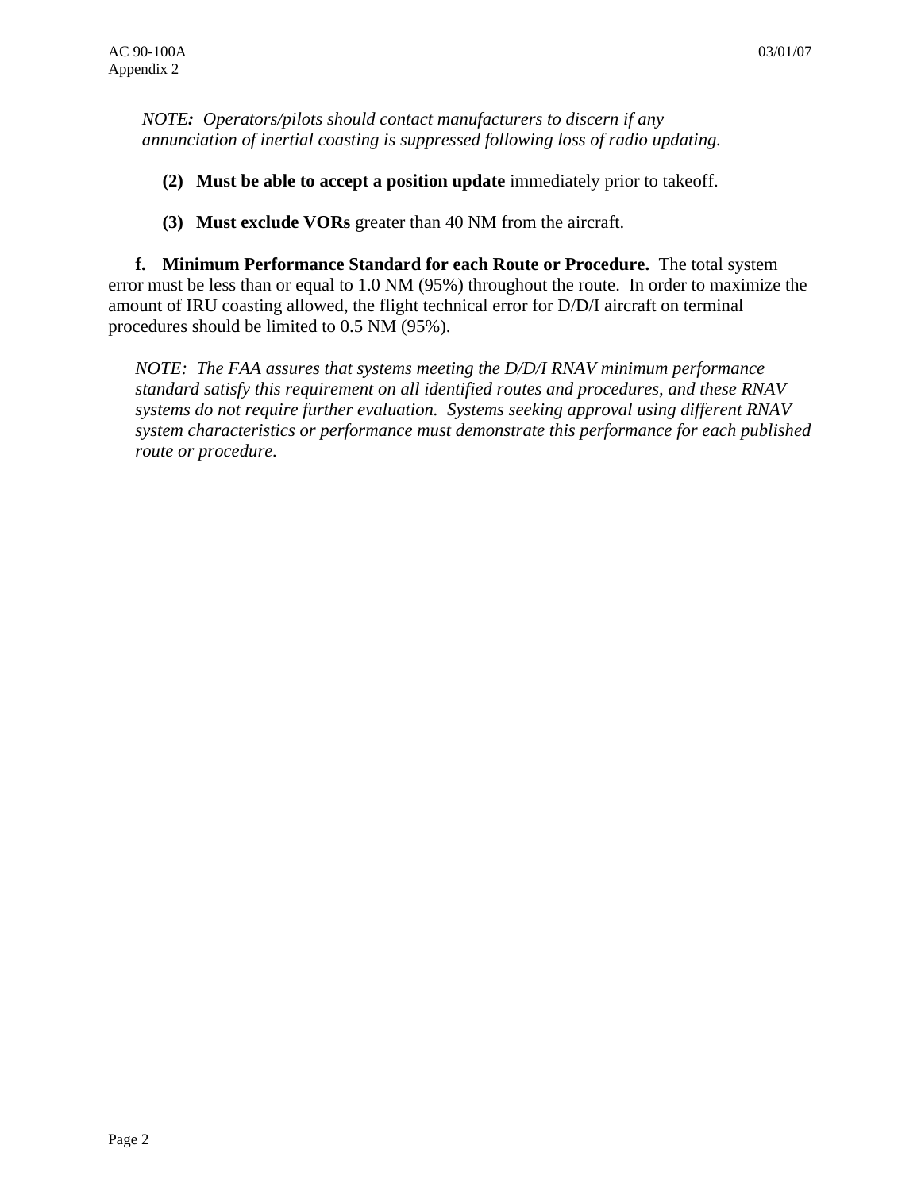*NOTE: Operators/pilots should contact manufacturers to discern if any annunciation of inertial coasting is suppressed following loss of radio updating.*

**(2) Must be able to accept a position update** immediately prior to takeoff.

**(3) Must exclude VORs** greater than 40 NM from the aircraft.

**f. Minimum Performance Standard for each Route or Procedure.** The total system error must be less than or equal to 1.0 NM (95%) throughout the route. In order to maximize the amount of IRU coasting allowed, the flight technical error for D/D/I aircraft on terminal procedures should be limited to 0.5 NM (95%).

*NOTE: The FAA assures that systems meeting the D/D/I RNAV minimum performance standard satisfy this requirement on all identified routes and procedures, and these RNAV systems do not require further evaluation. Systems seeking approval using different RNAV system characteristics or performance must demonstrate this performance for each published route or procedure.*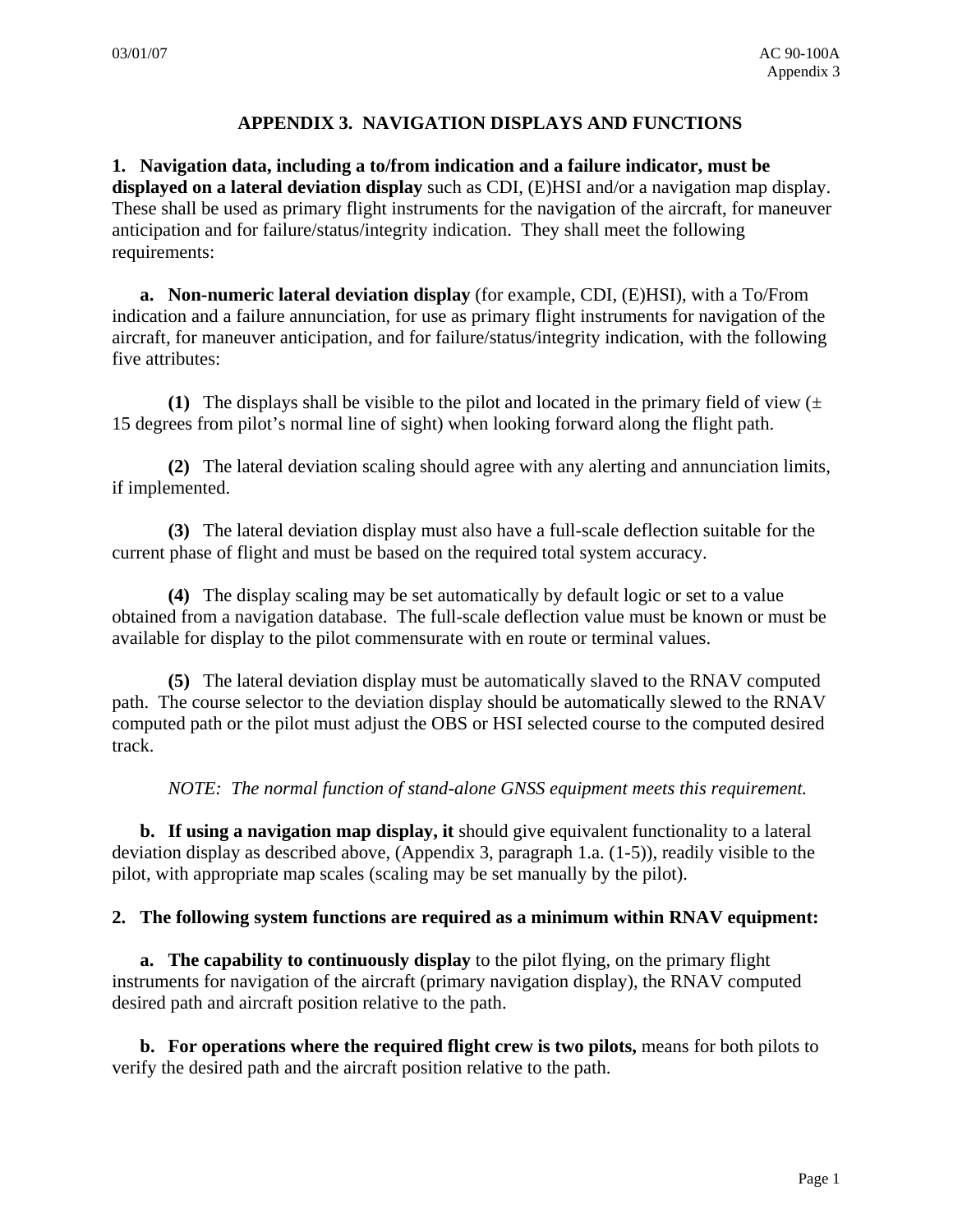# APPENDIX 3. NAVIGATION DISPLAYS AND FUNCTIONS

**1. Navigation data, including a to/from indication and a failure indicator, must be displayed on a lateral deviation display** such as CDI, (E)HSI and/or a navigation map display. These shall be used as primary flight instruments for the navigation of the aircraft, for maneuver anticipation and for failure/status/integrity indication. They shall meet the following requirements:

**a. Non-numeric lateral deviation display** (for example, CDI, (E)HSI), with a To/From indication and a failure annunciation, for use as primary flight instruments for navigation of the aircraft, for maneuver anticipation, and for failure/status/integrity indication, with the following five attributes:

**(1)** The displays shall be visible to the pilot and located in the primary field of view (± 15 degrees from pilot's normal line of sight) when looking forward along the flight path.

**(2)** The lateral deviation scaling should agree with any alerting and annunciation limits, if implemented.

**(3)** The lateral deviation display must also have a full-scale deflection suitable for the current phase of flight and must be based on the required total system accuracy.

**(4)** The display scaling may be set automatically by default logic or set to a value obtained from a navigation database. The full-scale deflection value must be known or must be available for display to the pilot commensurate with en route or terminal values.

**(5)** The lateral deviation display must be automatically slaved to the RNAV computed path. The course selector to the deviation display should be automatically slewed to the RNAV computed path or the pilot must adjust the OBS or HSI selected course to the computed desired track.

*NOTE: The normal function of stand-alone GNSS equipment meets this requirement.*

**b. If using a navigation map display, it** should give equivalent functionality to a lateral deviation display as described above, (Appendix 3, paragraph 1.a. (1-5)), readily visible to the pilot, with appropriate map scales (scaling may be set manually by the pilot).

**2. The following system functions are required as a minimum within RNAV equipment:**

**a. The capability to continuously display** to the pilot flying, on the primary flight instruments for navigation of the aircraft (primary navigation display), the RNAV computed desired path and aircraft position relative to the path.

**b. For operations where the required flight crew is two pilots,** means for both pilots to verify the desired path and the aircraft position relative to the path.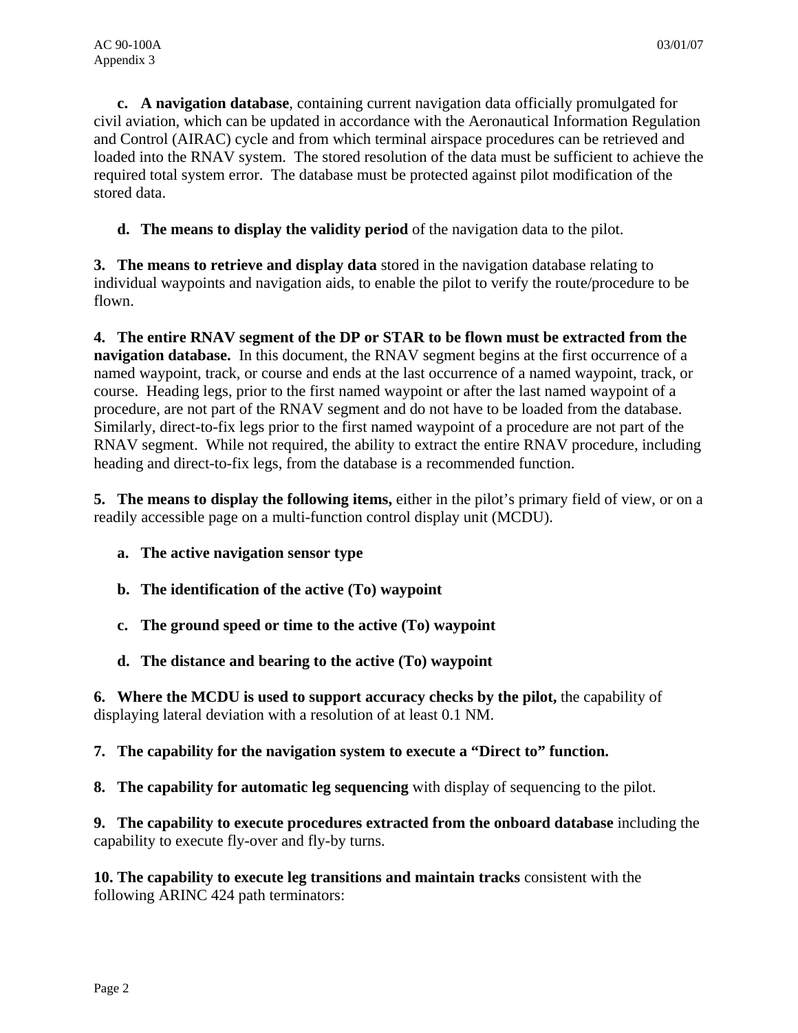**c. A navigation database**, containing current navigation data officially promulgated for civil aviation, which can be updated in accordance with the Aeronautical Information Regulation and Control (AIRAC) cycle and from which terminal airspace procedures can be retrieved and loaded into the RNAV system. The stored resolution of the data must be sufficient to achieve the required total system error. The database must be protected against pilot modification of the stored data.

**d. The means to display the validity period** of the navigation data to the pilot.

**3. The means to retrieve and display data** stored in the navigation database relating to individual waypoints and navigation aids, to enable the pilot to verify the route/procedure to be flown.

**4. The entire RNAV segment of the DP or STAR to be flown must be extracted from the navigation database.** In this document, the RNAV segment begins at the first occurrence of a named waypoint, track, or course and ends at the last occurrence of a named waypoint, track, or course. Heading legs, prior to the first named waypoint or after the last named waypoint of a procedure, are not part of the RNAV segment and do not have to be loaded from the database. Similarly, direct-to-fix legs prior to the first named waypoint of a procedure are not part of the RNAV segment. While not required, the ability to extract the entire RNAV procedure, including heading and direct-to-fix legs, from the database is a recommended function.

**5. The means to display the following items,** either in the pilot's primary field of view, or on a readily accessible page on a multi-function control display unit (MCDU).

**a. The active navigation sensor type**

**b. The identification of the active (To) waypoint**

**c. The ground speed or time to the active (To) waypoint**

**d. The distance and bearing to the active (To) waypoint**

**6. Where the MCDU is used to support accuracy checks by the pilot,** the capability of displaying lateral deviation with a resolution of at least 0.1 NM.

**7. The capability for the navigation system to execute a "Direct to" function.**

**8. The capability for automatic leg sequencing** with display of sequencing to the pilot.

**9. The capability to execute procedures extracted from the onboard database** including the capability to execute fly-over and fly-by turns.

**10. The capability to execute leg transitions and maintain tracks** consistent with the following ARINC 424 path terminators: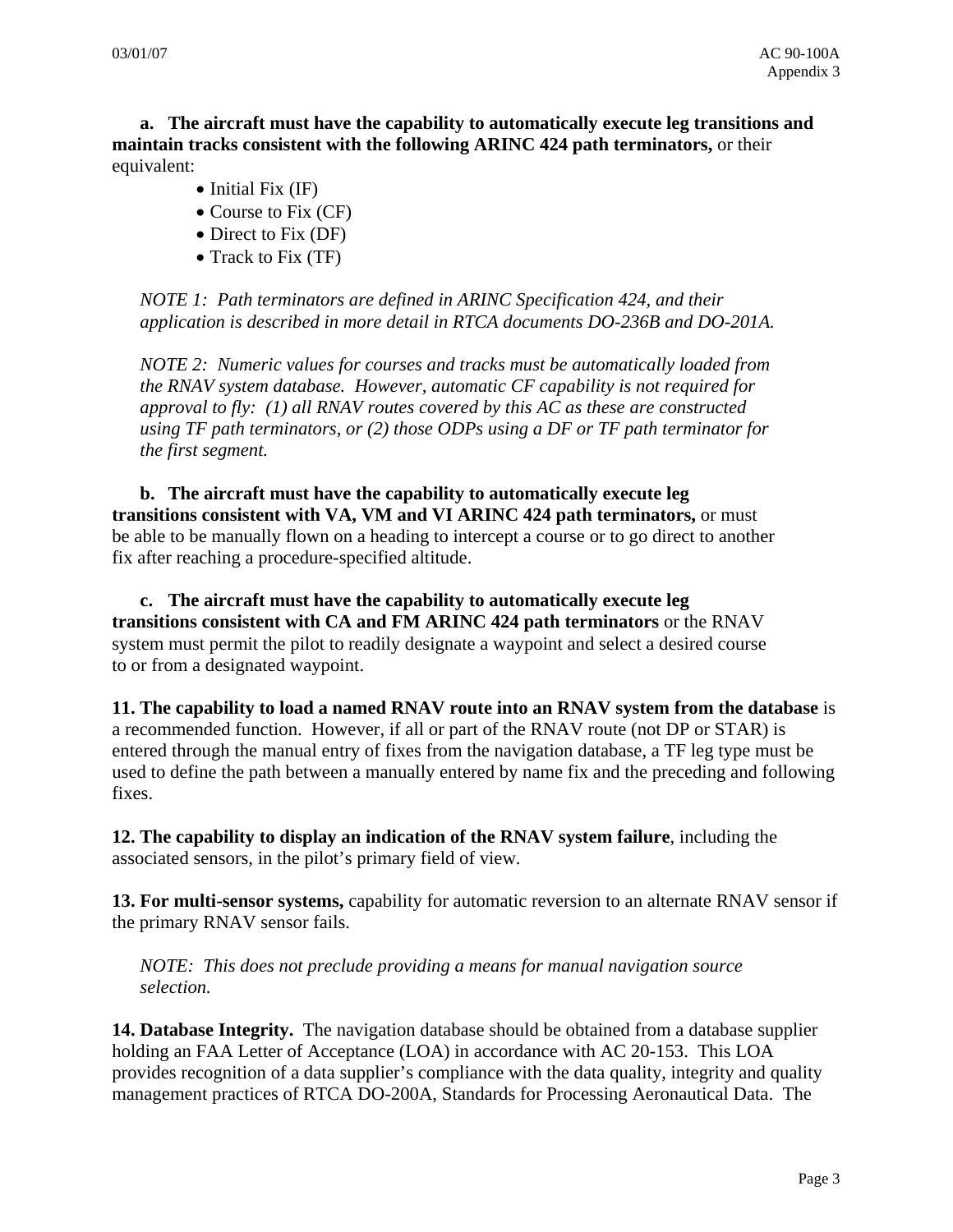**a. The aircraft must have the capability to automatically execute leg transitions and maintain tracks consistent with the following ARINC 424 path terminators,** or their equivalent:

- Initial Fix (IF)
- Course to Fix (CF)
- Direct to Fix (DF)
- Track to Fix (TF)

*NOTE 1: Path terminators are defined in ARINC Specification 424, and their application is described in more detail in RTCA documents DO-236B and DO-201A.*

*NOTE 2: Numeric values for courses and tracks must be automatically loaded from the RNAV system database. However, automatic CF capability is not required for approval to fly: (1) all RNAV routes covered by this AC as these are constructed using TF path terminators, or (2) those ODPs using a DF or TF path terminator for the first segment.*

**b. The aircraft must have the capability to automatically execute leg transitions consistent with VA, VM and VI ARINC 424 path terminators,** or must be able to be manually flown on a heading to intercept a course or to go direct to another fix after reaching a procedure-specified altitude.

**c. The aircraft must have the capability to automatically execute leg transitions consistent with CA and FM ARINC 424 path terminators** or the RNAV system must permit the pilot to readily designate a waypoint and select a desired course to or from a designated waypoint.

**11. The capability to load a named RNAV route into an RNAV system from the database** is a recommended function. However, if all or part of the RNAV route (not DP or STAR) is entered through the manual entry of fixes from the navigation database, a TF leg type must be used to define the path between a manually entered by name fix and the preceding and following fixes.

**12. The capability to display an indication of the RNAV system failure**, including the associated sensors, in the pilot's primary field of view.

**13. For multi-sensor systems,** capability for automatic reversion to an alternate RNAV sensor if the primary RNAV sensor fails.

*NOTE: This does not preclude providing a means for manual navigation source selection.*

**14. Database Integrity.** The navigation database should be obtained from a database supplier holding an FAA Letter of Acceptance (LOA) in accordance with AC 20-153. This LOA provides recognition of a data supplier's compliance with the data quality, integrity and quality management practices of RTCA DO-200A, Standards for Processing Aeronautical Data. The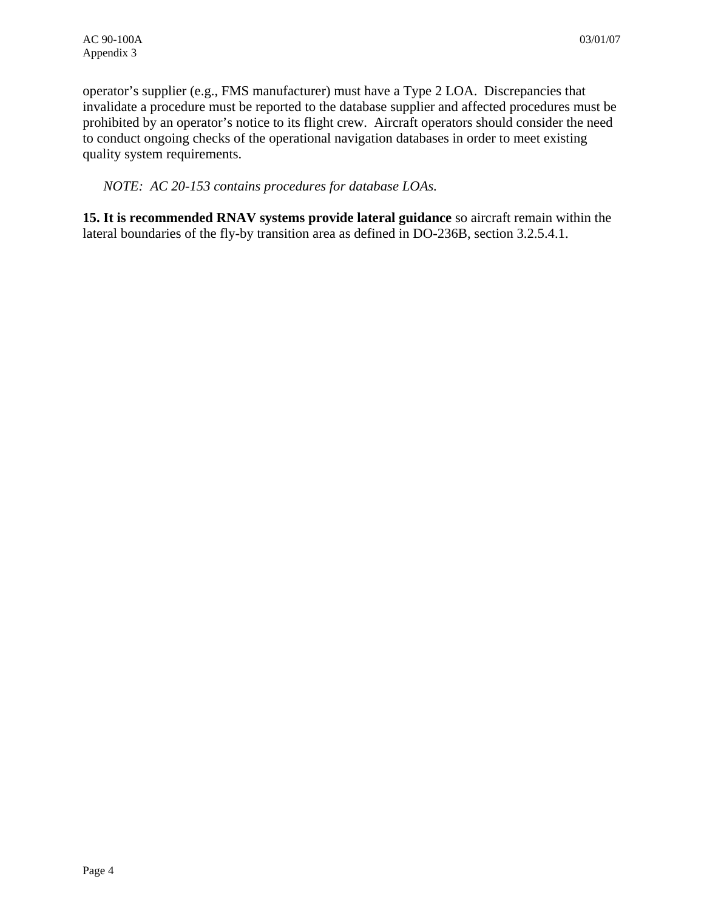operator’s supplier (e.g., FMS manufacturer) must have a Type 2 LOA. Discrepancies that invalidate a procedure must be reported to the database supplier and affected procedures must be prohibited by an operator’s notice to its flight crew. Aircraft operators should consider the need to conduct ongoing checks of the operational navigation databases in order to meet existing quality system requirements.

*NOTE: AC 20-153 contains procedures for database LOAs.*

**15. It is recommended RNAV systems provide lateral guidance** so aircraft remain within the lateral boundaries of the fly-by transition area as defined in DO-236B, section 3.2.5.4.1.